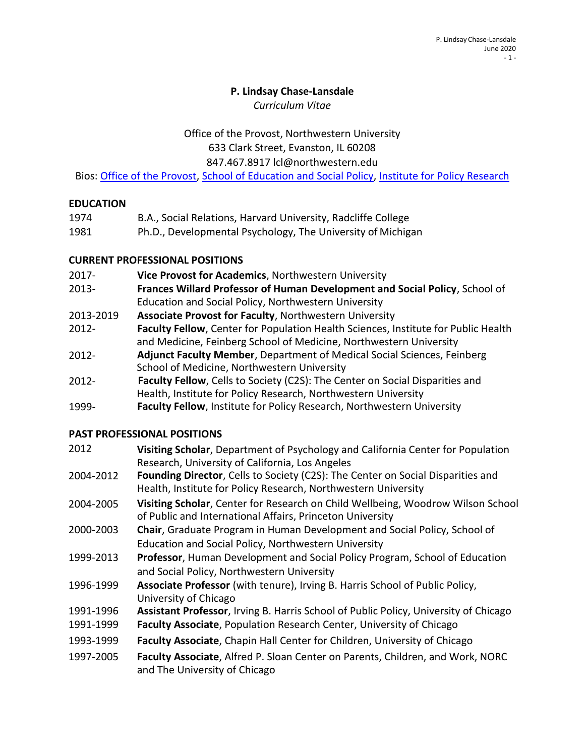# P. Lindsay Chase-Lansdale

*Curriculum Vitae*

Office of the Provost, Northwestern University
633 Clark Street, Evanston, IL 60208
847.467.8917 lcl@northwestern.edu
Bios: Office of the Provost, School of Education and Social Policy, Institute for Policy Research

## EDUCATION

1974 B.A., Social Relations, Harvard University, Radcliffe College
1981 Ph.D., Developmental Psychology, The University of Michigan

## CURRENT PROFESSIONAL POSITIONS

2017- **Vice Provost for Academics**, Northwestern University
2013- **Frances Willard Professor of Human Development and Social Policy**, School of Education and Social Policy, Northwestern University
2013-2019 **Associate Provost for Faculty**, Northwestern University
2012- **Faculty Fellow**, Center for Population Health Sciences, Institute for Public Health and Medicine, Feinberg School of Medicine, Northwestern University
2012- **Adjunct Faculty Member**, Department of Medical Social Sciences, Feinberg School of Medicine, Northwestern University
2012- **Faculty Fellow**, Cells to Society (C2S): The Center on Social Disparities and Health, Institute for Policy Research, Northwestern University
1999- **Faculty Fellow**, Institute for Policy Research, Northwestern University

## PAST PROFESSIONAL POSITIONS

2012 **Visiting Scholar**, Department of Psychology and California Center for Population Research, University of California, Los Angeles
2004-2012 **Founding Director**, Cells to Society (C2S): The Center on Social Disparities and Health, Institute for Policy Research, Northwestern University
2004-2005 **Visiting Scholar**, Center for Research on Child Wellbeing, Woodrow Wilson School of Public and International Affairs, Princeton University
2000-2003 **Chair**, Graduate Program in Human Development and Social Policy, School of Education and Social Policy, Northwestern University
1999-2013 **Professor**, Human Development and Social Policy Program, School of Education and Social Policy, Northwestern University
1996-1999 **Associate Professor** (with tenure), Irving B. Harris School of Public Policy, University of Chicago
1991-1996 **Assistant Professor**, Irving B. Harris School of Public Policy, University of Chicago
1991-1999 **Faculty Associate**, Population Research Center, University of Chicago
1993-1999 **Faculty Associate**, Chapin Hall Center for Children, University of Chicago
1997-2005 **Faculty Associate**, Alfred P. Sloan Center on Parents, Children, and Work, NORC and The University of Chicago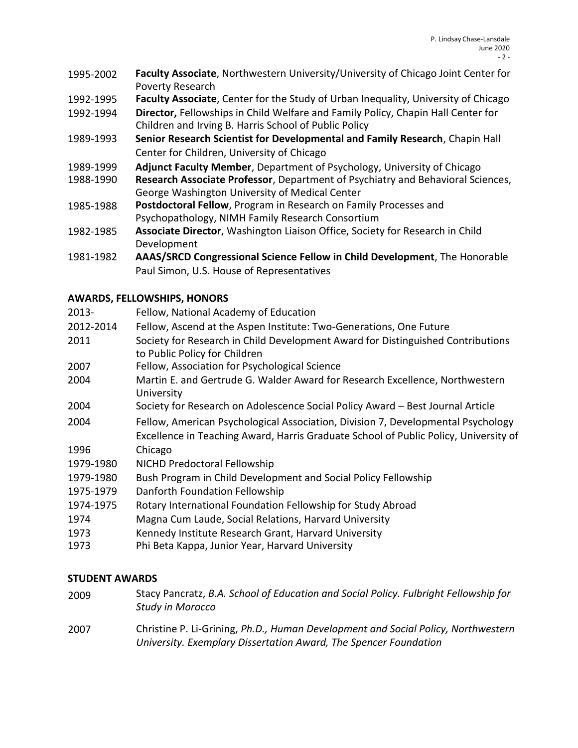1995-2002 **Faculty Associate**, Northwestern University/University of Chicago Joint Center for Poverty Research

1992-1995 **Faculty Associate**, Center for the Study of Urban Inequality, University of Chicago

1992-1994 **Director,** Fellowships in Child Welfare and Family Policy, Chapin Hall Center for Children and Irving B. Harris School of Public Policy

1989-1993 **Senior Research Scientist for Developmental and Family Research**, Chapin Hall Center for Children, University of Chicago

1989-1999 **Adjunct Faculty Member**, Department of Psychology, University of Chicago

1988-1990 **Research Associate Professor**, Department of Psychiatry and Behavioral Sciences, George Washington University of Medical Center

1985-1988 **Postdoctoral Fellow**, Program in Research on Family Processes and Psychopathology, NIMH Family Research Consortium

1982-1985 **Associate Director**, Washington Liaison Office, Society for Research in Child Development

1981-1982 **AAAS/SRCD Congressional Science Fellow in Child Development**, The Honorable Paul Simon, U.S. House of Representatives

## AWARDS, FELLOWSHIPS, HONORS

2013- Fellow, National Academy of Education

2012-2014 Fellow, Ascend at the Aspen Institute: Two-Generations, One Future

2011 Society for Research in Child Development Award for Distinguished Contributions to Public Policy for Children

2007 Fellow, Association for Psychological Science

2004 Martin E. and Gertrude G. Walder Award for Research Excellence, Northwestern University

2004 Society for Research on Adolescence Social Policy Award – Best Journal Article

2004 Fellow, American Psychological Association, Division 7, Developmental Psychology

1996 Excellence in Teaching Award, Harris Graduate School of Public Policy, University of Chicago

1979-1980 NICHD Predoctoral Fellowship

1979-1980 Bush Program in Child Development and Social Policy Fellowship

1975-1979 Danforth Foundation Fellowship

1974-1975 Rotary International Foundation Fellowship for Study Abroad

1974 Magna Cum Laude, Social Relations, Harvard University

1973 Kennedy Institute Research Grant, Harvard University

1973 Phi Beta Kappa, Junior Year, Harvard University

## STUDENT AWARDS

2009 Stacy Pancratz, *B.A. School of Education and Social Policy. Fulbright Fellowship for Study in Morocco*

2007 Christine P. Li-Grining, *Ph.D., Human Development and Social Policy, Northwestern University. Exemplary Dissertation Award, The Spencer Foundation*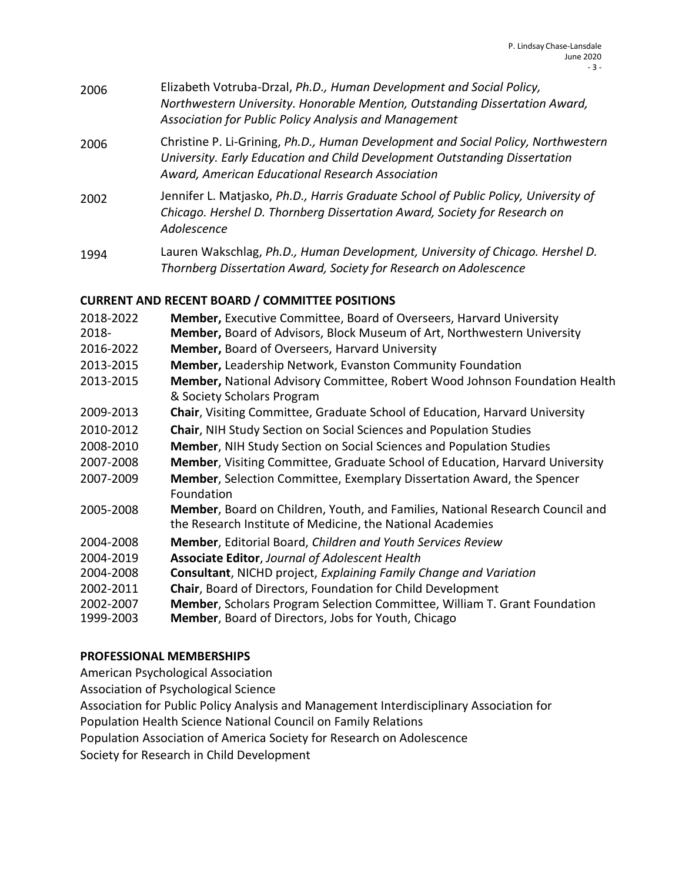2006 Elizabeth Votruba-Drzal, *Ph.D., Human Development and Social Policy, Northwestern University. Honorable Mention, Outstanding Dissertation Award, Association for Public Policy Analysis and Management*

2006 Christine P. Li-Grining, *Ph.D., Human Development and Social Policy, Northwestern University. Early Education and Child Development Outstanding Dissertation Award, American Educational Research Association*

2002 Jennifer L. Matjasko, *Ph.D., Harris Graduate School of Public Policy, University of Chicago. Hershel D. Thornberg Dissertation Award, Society for Research on Adolescence*

1994 Lauren Wakschlag, *Ph.D., Human Development, University of Chicago. Hershel D. Thornberg Dissertation Award, Society for Research on Adolescence*

## CURRENT AND RECENT BOARD / COMMITTEE POSITIONS

2018-2022 **Member,** Executive Committee, Board of Overseers, Harvard University
2018- **Member,** Board of Advisors, Block Museum of Art, Northwestern University
2016-2022 **Member,** Board of Overseers, Harvard University
2013-2015 **Member,** Leadership Network, Evanston Community Foundation
2013-2015 **Member,** National Advisory Committee, Robert Wood Johnson Foundation Health & Society Scholars Program
2009-2013 **Chair**, Visiting Committee, Graduate School of Education, Harvard University
2010-2012 **Chair**, NIH Study Section on Social Sciences and Population Studies
2008-2010 **Member**, NIH Study Section on Social Sciences and Population Studies
2007-2008 **Member**, Visiting Committee, Graduate School of Education, Harvard University
2007-2009 **Member**, Selection Committee, Exemplary Dissertation Award, the Spencer Foundation
2005-2008 **Member**, Board on Children, Youth, and Families, National Research Council and the Research Institute of Medicine, the National Academies
2004-2008 **Member**, Editorial Board, *Children and Youth Services Review*
2004-2019 **Associate Editor**, *Journal of Adolescent Health*
2004-2008 **Consultant**, NICHD project, *Explaining Family Change and Variation*
2002-2011 **Chair**, Board of Directors, Foundation for Child Development
2002-2007 **Member**, Scholars Program Selection Committee, William T. Grant Foundation
1999-2003 **Member**, Board of Directors, Jobs for Youth, Chicago

## PROFESSIONAL MEMBERSHIPS

American Psychological Association
Association of Psychological Science
Association for Public Policy Analysis and Management Interdisciplinary Association for Population Health Science National Council on Family Relations
Population Association of America Society for Research on Adolescence
Society for Research in Child Development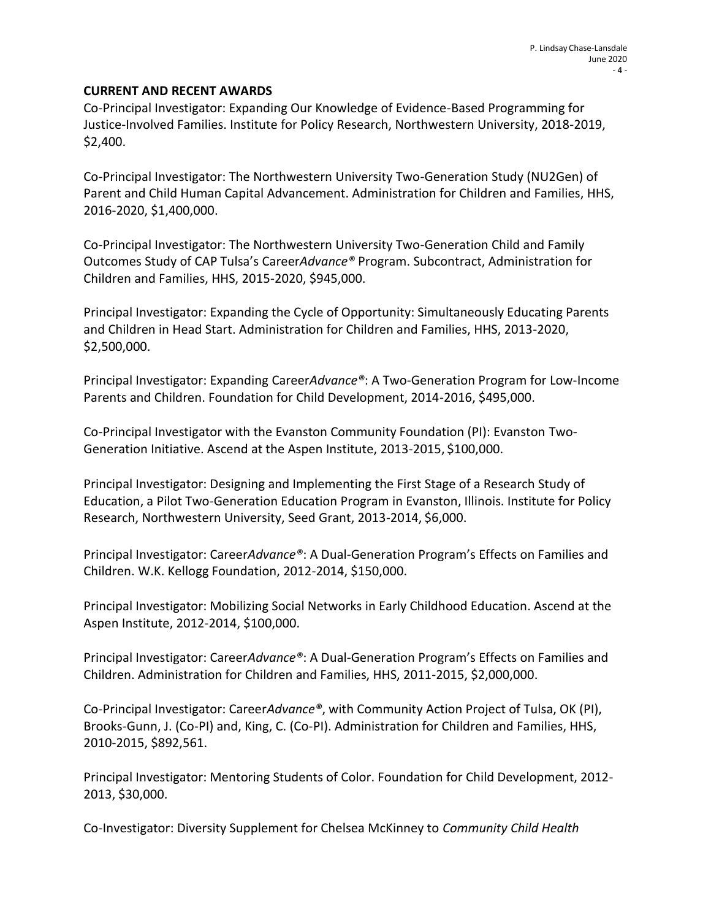**CURRENT AND RECENT AWARDS**

Co-Principal Investigator: Expanding Our Knowledge of Evidence-Based Programming for Justice-Involved Families. Institute for Policy Research, Northwestern University, 2018-2019, $2,400.

Co-Principal Investigator: The Northwestern University Two-Generation Study (NU2Gen) of Parent and Child Human Capital Advancement. Administration for Children and Families, HHS, 2016-2020, $1,400,000.

Co-Principal Investigator: The Northwestern University Two-Generation Child and Family Outcomes Study of CAP Tulsa's Career*Advance®* Program. Subcontract, Administration for Children and Families, HHS, 2015-2020, $945,000.

Principal Investigator: Expanding the Cycle of Opportunity: Simultaneously Educating Parents and Children in Head Start. Administration for Children and Families, HHS, 2013-2020, $2,500,000.

Principal Investigator: Expanding Career*Advance®*: A Two-Generation Program for Low-Income Parents and Children. Foundation for Child Development, 2014-2016, $495,000.

Co-Principal Investigator with the Evanston Community Foundation (PI): Evanston Two-Generation Initiative. Ascend at the Aspen Institute, 2013-2015, $100,000.

Principal Investigator: Designing and Implementing the First Stage of a Research Study of Education, a Pilot Two-Generation Education Program in Evanston, Illinois. Institute for Policy Research, Northwestern University, Seed Grant, 2013-2014, $6,000.

Principal Investigator: Career*Advance®*: A Dual-Generation Program's Effects on Families and Children. W.K. Kellogg Foundation, 2012-2014, $150,000.

Principal Investigator: Mobilizing Social Networks in Early Childhood Education. Ascend at the Aspen Institute, 2012-2014, $100,000.

Principal Investigator: Career*Advance®*: A Dual-Generation Program's Effects on Families and Children. Administration for Children and Families, HHS, 2011-2015, $2,000,000.

Co-Principal Investigator: Career*Advance®*, with Community Action Project of Tulsa, OK (PI), Brooks-Gunn, J. (Co-PI) and, King, C. (Co-PI). Administration for Children and Families, HHS, 2010-2015, $892,561.

Principal Investigator: Mentoring Students of Color. Foundation for Child Development, 2012-2013, $30,000.

Co-Investigator: Diversity Supplement for Chelsea McKinney to *Community Child Health*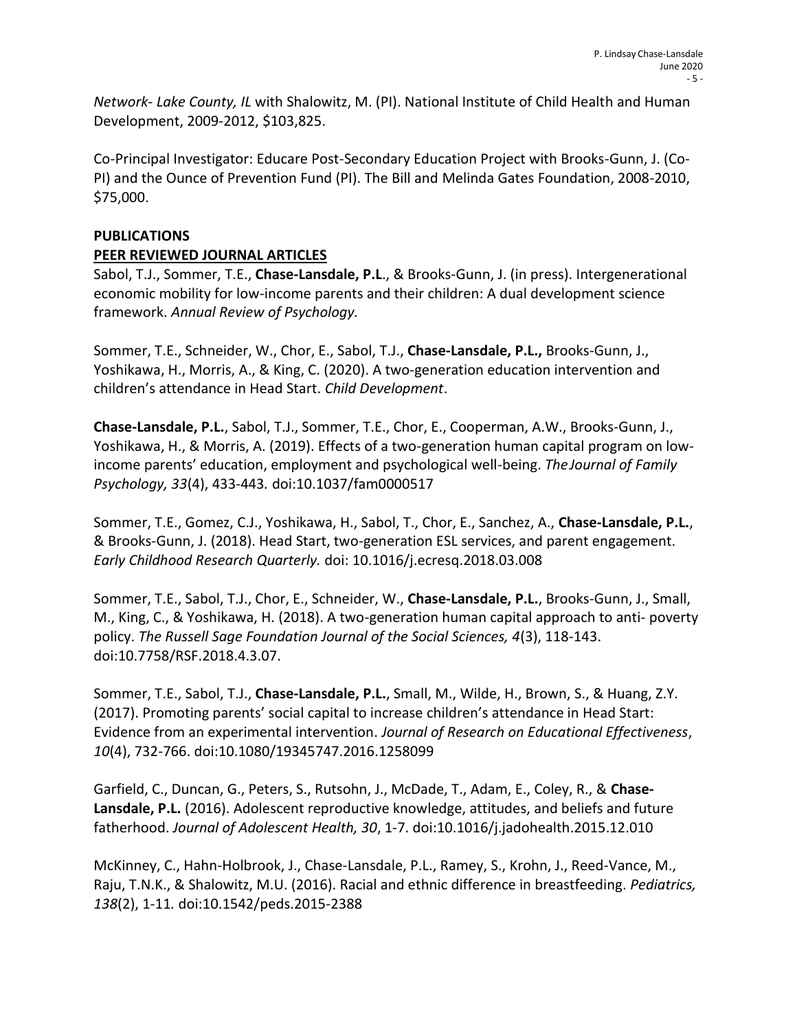*Network- Lake County, IL* with Shalowitz, M. (PI). National Institute of Child Health and Human Development, 2009-2012, $103,825.

Co-Principal Investigator: Educare Post-Secondary Education Project with Brooks-Gunn, J. (Co-PI) and the Ounce of Prevention Fund (PI). The Bill and Melinda Gates Foundation, 2008-2010, $75,000.

## PUBLICATIONS

### PEER REVIEWED JOURNAL ARTICLES

Sabol, T.J., Sommer, T.E., **Chase-Lansdale, P.L**., & Brooks-Gunn, J. (in press). Intergenerational economic mobility for low-income parents and their children: A dual development science framework. *Annual Review of Psychology.*

Sommer, T.E., Schneider, W., Chor, E., Sabol, T.J., **Chase-Lansdale, P.L.,** Brooks-Gunn, J., Yoshikawa, H., Morris, A., & King, C. (2020). A two-generation education intervention and children's attendance in Head Start. *Child Development*.

**Chase-Lansdale, P.L.**, Sabol, T.J., Sommer, T.E., Chor, E., Cooperman, A.W., Brooks-Gunn, J., Yoshikawa, H., & Morris, A. (2019). Effects of a two-generation human capital program on low-income parents' education, employment and psychological well-being. *The Journal of Family Psychology, 33*(4), 433-443. doi:10.1037/fam0000517

Sommer, T.E., Gomez, C.J., Yoshikawa, H., Sabol, T., Chor, E., Sanchez, A., **Chase-Lansdale, P.L.**, & Brooks-Gunn, J. (2018). Head Start, two-generation ESL services, and parent engagement. *Early Childhood Research Quarterly.* doi: 10.1016/j.ecresq.2018.03.008

Sommer, T.E., Sabol, T.J., Chor, E., Schneider, W., **Chase-Lansdale, P.L.**, Brooks-Gunn, J., Small, M., King, C., & Yoshikawa, H. (2018). A two-generation human capital approach to anti- poverty policy. *The Russell Sage Foundation Journal of the Social Sciences, 4*(3), 118-143. doi:10.7758/RSF.2018.4.3.07.

Sommer, T.E., Sabol, T.J., **Chase-Lansdale, P.L.**, Small, M., Wilde, H., Brown, S., & Huang, Z.Y. (2017). Promoting parents' social capital to increase children's attendance in Head Start: Evidence from an experimental intervention. *Journal of Research on Educational Effectiveness*, *10*(4), 732-766. doi:10.1080/19345747.2016.1258099

Garfield, C., Duncan, G., Peters, S., Rutsohn, J., McDade, T., Adam, E., Coley, R., & **Chase-Lansdale, P.L.** (2016). Adolescent reproductive knowledge, attitudes, and beliefs and future fatherhood. *Journal of Adolescent Health, 30*, 1-7. doi:10.1016/j.jadohealth.2015.12.010

McKinney, C., Hahn-Holbrook, J., Chase-Lansdale, P.L., Ramey, S., Krohn, J., Reed-Vance, M., Raju, T.N.K., & Shalowitz, M.U. (2016). Racial and ethnic difference in breastfeeding. *Pediatrics, 138*(2), 1-11. doi:10.1542/peds.2015-2388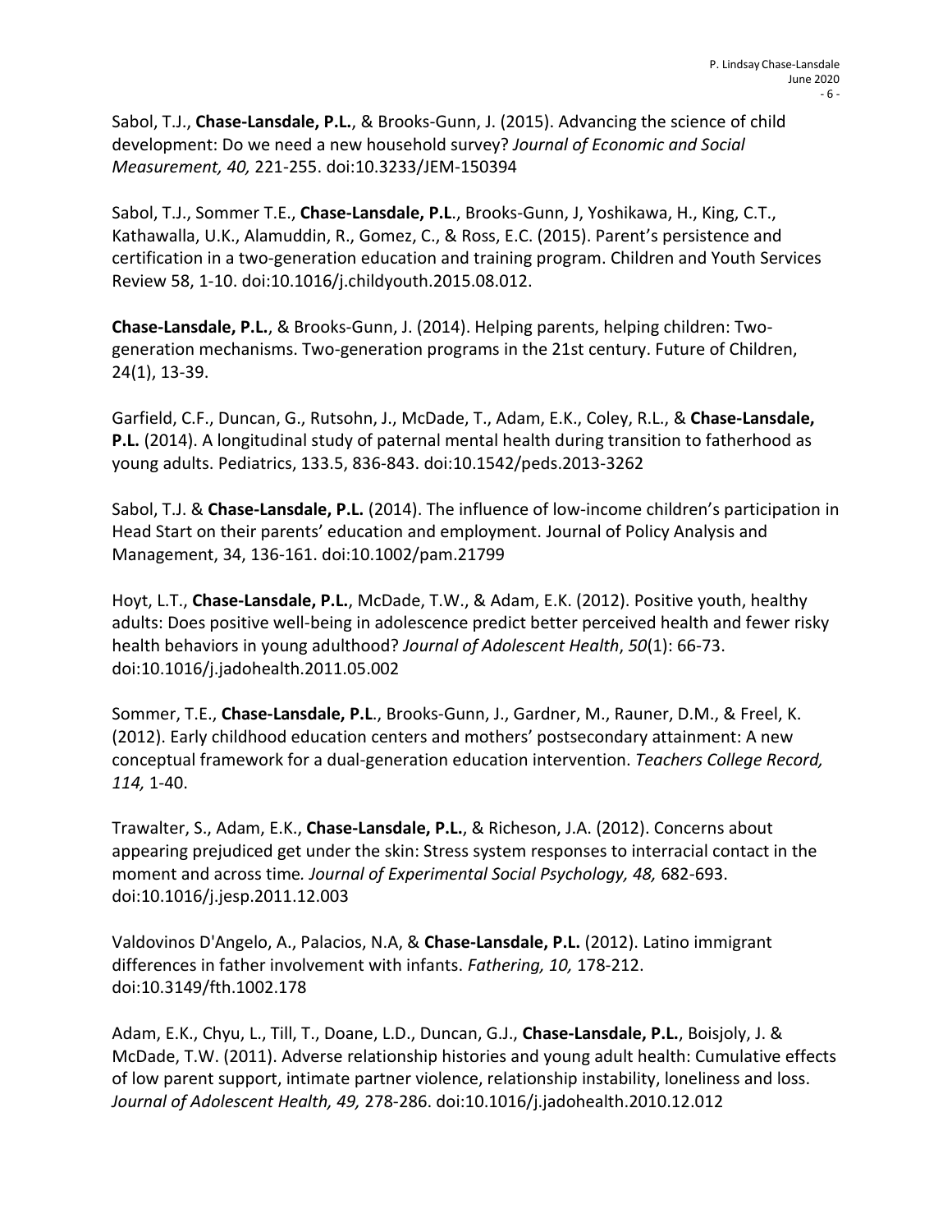Sabol, T.J., **Chase-Lansdale, P.L.**, & Brooks-Gunn, J. (2015). Advancing the science of child development: Do we need a new household survey? *Journal of Economic and Social Measurement, 40,* 221-255. doi:10.3233/JEM-150394

Sabol, T.J., Sommer T.E., **Chase-Lansdale, P.L**., Brooks-Gunn, J, Yoshikawa, H., King, C.T., Kathawalla, U.K., Alamuddin, R., Gomez, C., & Ross, E.C. (2015). Parent's persistence and certification in a two-generation education and training program. Children and Youth Services Review 58, 1-10. doi:10.1016/j.childyouth.2015.08.012.

**Chase-Lansdale, P.L.**, & Brooks-Gunn, J. (2014). Helping parents, helping children: Two-generation mechanisms. Two-generation programs in the 21st century. Future of Children, 24(1), 13-39.

Garfield, C.F., Duncan, G., Rutsohn, J., McDade, T., Adam, E.K., Coley, R.L., & **Chase-Lansdale, P.L.** (2014). A longitudinal study of paternal mental health during transition to fatherhood as young adults. Pediatrics, 133.5, 836-843. doi:10.1542/peds.2013-3262

Sabol, T.J. & **Chase-Lansdale, P.L.** (2014). The influence of low-income children's participation in Head Start on their parents' education and employment. Journal of Policy Analysis and Management, 34, 136-161. doi:10.1002/pam.21799

Hoyt, L.T., **Chase-Lansdale, P.L.**, McDade, T.W., & Adam, E.K. (2012). Positive youth, healthy adults: Does positive well-being in adolescence predict better perceived health and fewer risky health behaviors in young adulthood? *Journal of Adolescent Health*, *50*(1): 66-73. doi:10.1016/j.jadohealth.2011.05.002

Sommer, T.E., **Chase-Lansdale, P.L**., Brooks-Gunn, J., Gardner, M., Rauner, D.M., & Freel, K. (2012). Early childhood education centers and mothers' postsecondary attainment: A new conceptual framework for a dual-generation education intervention. *Teachers College Record, 114,* 1-40.

Trawalter, S., Adam, E.K., **Chase-Lansdale, P.L.**, & Richeson, J.A. (2012). Concerns about appearing prejudiced get under the skin: Stress system responses to interracial contact in the moment and across time*. Journal of Experimental Social Psychology, 48,* 682-693. doi:10.1016/j.jesp.2011.12.003

Valdovinos D'Angelo, A., Palacios, N.A, & **Chase-Lansdale, P.L.** (2012). Latino immigrant differences in father involvement with infants. *Fathering, 10,* 178-212. doi:10.3149/fth.1002.178

Adam, E.K., Chyu, L., Till, T., Doane, L.D., Duncan, G.J., **Chase-Lansdale, P.L.**, Boisjoly, J. & McDade, T.W. (2011). Adverse relationship histories and young adult health: Cumulative effects of low parent support, intimate partner violence, relationship instability, loneliness and loss. *Journal of Adolescent Health, 49,* 278-286. doi:10.1016/j.jadohealth.2010.12.012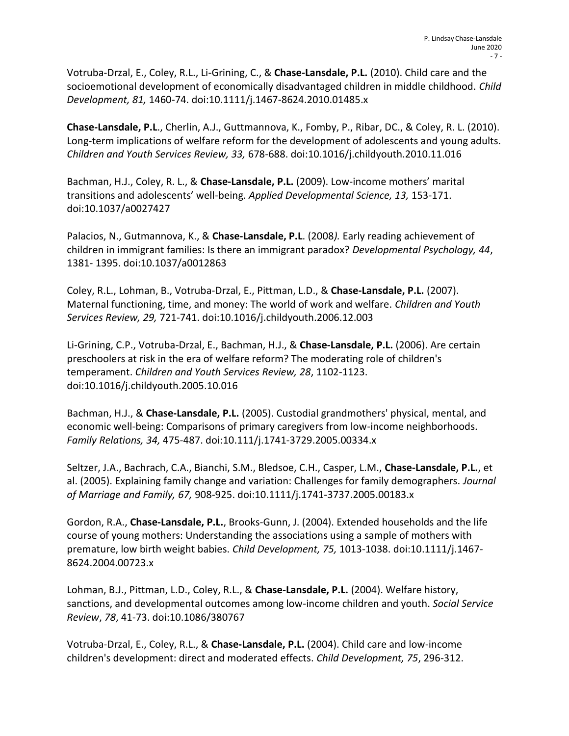Votruba-Drzal, E., Coley, R.L., Li-Grining, C., & **Chase-Lansdale, P.L.** (2010). Child care and the socioemotional development of economically disadvantaged children in middle childhood. *Child Development, 81,* 1460-74. doi:10.1111/j.1467-8624.2010.01485.x

**Chase-Lansdale, P.L**., Cherlin, A.J., Guttmannova, K., Fomby, P., Ribar, DC., & Coley, R. L. (2010). Long-term implications of welfare reform for the development of adolescents and young adults. *Children and Youth Services Review, 33,* 678-688. doi:10.1016/j.childyouth.2010.11.016

Bachman, H.J., Coley, R. L., & **Chase-Lansdale, P.L.** (2009). Low-income mothers' marital transitions and adolescents' well-being. *Applied Developmental Science, 13,* 153-171. doi:10.1037/a0027427

Palacios, N., Gutmannova, K., & **Chase-Lansdale, P.L**. (2008*).* Early reading achievement of children in immigrant families: Is there an immigrant paradox? *Developmental Psychology, 44*, 1381- 1395. doi:10.1037/a0012863

Coley, R.L., Lohman, B., Votruba-Drzal, E., Pittman, L.D., & **Chase-Lansdale, P.L.** (2007). Maternal functioning, time, and money: The world of work and welfare. *Children and Youth Services Review, 29,* 721-741. doi:10.1016/j.childyouth.2006.12.003

Li-Grining, C.P., Votruba-Drzal, E., Bachman, H.J., & **Chase-Lansdale, P.L.** (2006). Are certain preschoolers at risk in the era of welfare reform? The moderating role of children's temperament. *Children and Youth Services Review, 28*, 1102-1123. doi:10.1016/j.childyouth.2005.10.016

Bachman, H.J., & **Chase-Lansdale, P.L.** (2005). Custodial grandmothers' physical, mental, and economic well-being: Comparisons of primary caregivers from low-income neighborhoods. *Family Relations, 34,* 475-487. doi:10.111/j.1741-3729.2005.00334.x

Seltzer, J.A., Bachrach, C.A., Bianchi, S.M., Bledsoe, C.H., Casper, L.M., **Chase-Lansdale, P.L.**, et al. (2005). Explaining family change and variation: Challenges for family demographers. *Journal of Marriage and Family, 67,* 908-925. doi:10.1111/j.1741-3737.2005.00183.x

Gordon, R.A., **Chase-Lansdale, P.L.**, Brooks-Gunn, J. (2004). Extended households and the life course of young mothers: Understanding the associations using a sample of mothers with premature, low birth weight babies. *Child Development, 75,* 1013-1038. doi:10.1111/j.1467-8624.2004.00723.x

Lohman, B.J., Pittman, L.D., Coley, R.L., & **Chase-Lansdale, P.L.** (2004). Welfare history, sanctions, and developmental outcomes among low-income children and youth. *Social Service Review*, *78*, 41-73. doi:10.1086/380767

Votruba-Drzal, E., Coley, R.L., & **Chase-Lansdale, P.L.** (2004). Child care and low-income children's development: direct and moderated effects. *Child Development, 75*, 296-312.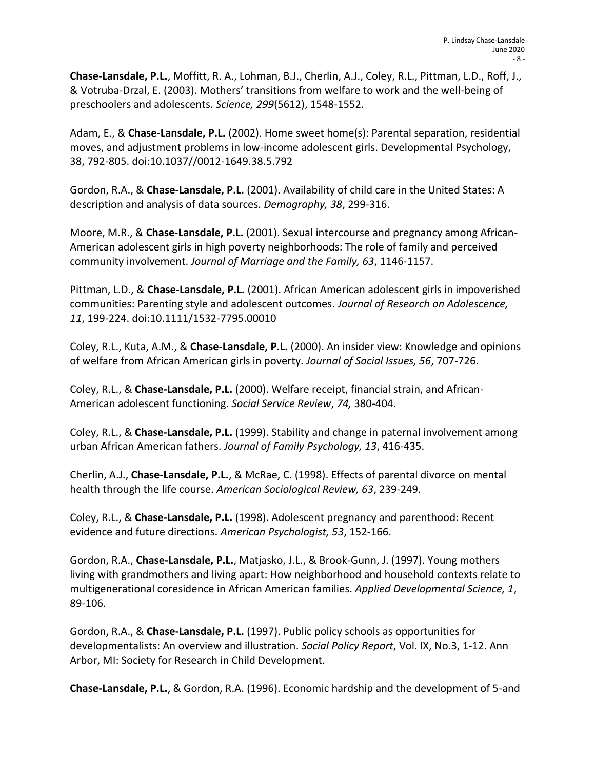**Chase-Lansdale, P.L.**, Moffitt, R. A., Lohman, B.J., Cherlin, A.J., Coley, R.L., Pittman, L.D., Roff, J., & Votruba-Drzal, E. (2003). Mothers' transitions from welfare to work and the well-being of preschoolers and adolescents*. Science, 299*(5612), 1548-1552.

Adam, E., & **Chase-Lansdale, P.L.** (2002). Home sweet home(s): Parental separation, residential moves, and adjustment problems in low-income adolescent girls. Developmental Psychology, 38, 792-805. doi:10.1037//0012-1649.38.5.792

Gordon, R.A., & **Chase-Lansdale, P.L.** (2001). Availability of child care in the United States: A description and analysis of data sources. *Demography, 38*, 299-316.

Moore, M.R., & **Chase-Lansdale, P.L.** (2001). Sexual intercourse and pregnancy among African-American adolescent girls in high poverty neighborhoods: The role of family and perceived community involvement. *Journal of Marriage and the Family, 63*, 1146-1157.

Pittman, L.D., & **Chase-Lansdale, P.L.** (2001). African American adolescent girls in impoverished communities: Parenting style and adolescent outcomes. *Journal of Research on Adolescence, 11*, 199-224. doi:10.1111/1532-7795.00010

Coley, R.L., Kuta, A.M., & **Chase-Lansdale, P.L.** (2000). An insider view: Knowledge and opinions of welfare from African American girls in poverty. *Journal of Social Issues, 56*, 707-726.

Coley, R.L., & **Chase-Lansdale, P.L.** (2000). Welfare receipt, financial strain, and African-American adolescent functioning. *Social Service Review*, *74,* 380-404.

Coley, R.L., & **Chase-Lansdale, P.L.** (1999). Stability and change in paternal involvement among urban African American fathers. *Journal of Family Psychology, 13*, 416-435.

Cherlin, A.J., **Chase-Lansdale, P.L.**, & McRae, C. (1998). Effects of parental divorce on mental health through the life course. *American Sociological Review, 63*, 239-249.

Coley, R.L., & **Chase-Lansdale, P.L.** (1998). Adolescent pregnancy and parenthood: Recent evidence and future directions. *American Psychologist, 53*, 152-166.

Gordon, R.A., **Chase-Lansdale, P.L.**, Matjasko, J.L., & Brook-Gunn, J. (1997). Young mothers living with grandmothers and living apart: How neighborhood and household contexts relate to multigenerational coresidence in African American families. *Applied Developmental Science, 1*, 89-106.

Gordon, R.A., & **Chase-Lansdale, P.L.** (1997). Public policy schools as opportunities for developmentalists: An overview and illustration. *Social Policy Report*, Vol. IX, No.3, 1-12. Ann Arbor, MI: Society for Research in Child Development.

**Chase-Lansdale, P.L.**, & Gordon, R.A. (1996). Economic hardship and the development of 5-and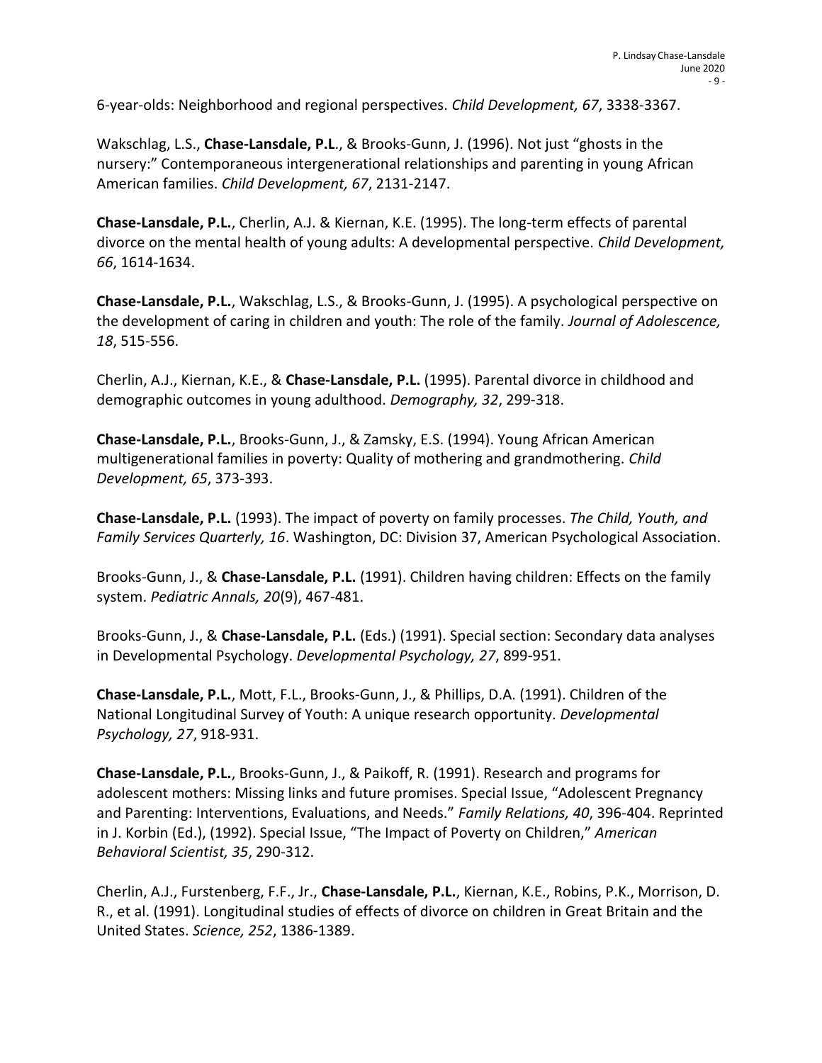6-year-olds: Neighborhood and regional perspectives. *Child Development, 67*, 3338-3367.

Wakschlag, L.S., **Chase-Lansdale, P.L**., & Brooks-Gunn, J. (1996). Not just "ghosts in the nursery:" Contemporaneous intergenerational relationships and parenting in young African American families. *Child Development, 67*, 2131-2147.

**Chase-Lansdale, P.L.**, Cherlin, A.J. & Kiernan, K.E. (1995). The long-term effects of parental divorce on the mental health of young adults: A developmental perspective. *Child Development, 66*, 1614-1634.

**Chase-Lansdale, P.L.**, Wakschlag, L.S., & Brooks-Gunn, J. (1995). A psychological perspective on the development of caring in children and youth: The role of the family. *Journal of Adolescence, 18*, 515-556.

Cherlin, A.J., Kiernan, K.E., & **Chase-Lansdale, P.L.** (1995). Parental divorce in childhood and demographic outcomes in young adulthood. *Demography, 32*, 299-318.

**Chase-Lansdale, P.L.**, Brooks-Gunn, J., & Zamsky, E.S. (1994). Young African American multigenerational families in poverty: Quality of mothering and grandmothering. *Child Development, 65*, 373-393.

**Chase-Lansdale, P.L.** (1993). The impact of poverty on family processes. *The Child, Youth, and Family Services Quarterly, 16*. Washington, DC: Division 37, American Psychological Association.

Brooks-Gunn, J., & **Chase-Lansdale, P.L.** (1991). Children having children: Effects on the family system. *Pediatric Annals, 20*(9), 467-481.

Brooks-Gunn, J., & **Chase-Lansdale, P.L.** (Eds.) (1991). Special section: Secondary data analyses in Developmental Psychology. *Developmental Psychology, 27*, 899-951.

**Chase-Lansdale, P.L.**, Mott, F.L., Brooks-Gunn, J., & Phillips, D.A. (1991). Children of the National Longitudinal Survey of Youth: A unique research opportunity. *Developmental Psychology, 27*, 918-931.

**Chase-Lansdale, P.L.**, Brooks-Gunn, J., & Paikoff, R. (1991). Research and programs for adolescent mothers: Missing links and future promises. Special Issue, "Adolescent Pregnancy and Parenting: Interventions, Evaluations, and Needs." *Family Relations, 40*, 396-404. Reprinted in J. Korbin (Ed.), (1992). Special Issue, "The Impact of Poverty on Children," *American Behavioral Scientist, 35*, 290-312.

Cherlin, A.J., Furstenberg, F.F., Jr., **Chase-Lansdale, P.L.**, Kiernan, K.E., Robins, P.K., Morrison, D. R., et al. (1991). Longitudinal studies of effects of divorce on children in Great Britain and the United States. *Science, 252*, 1386-1389.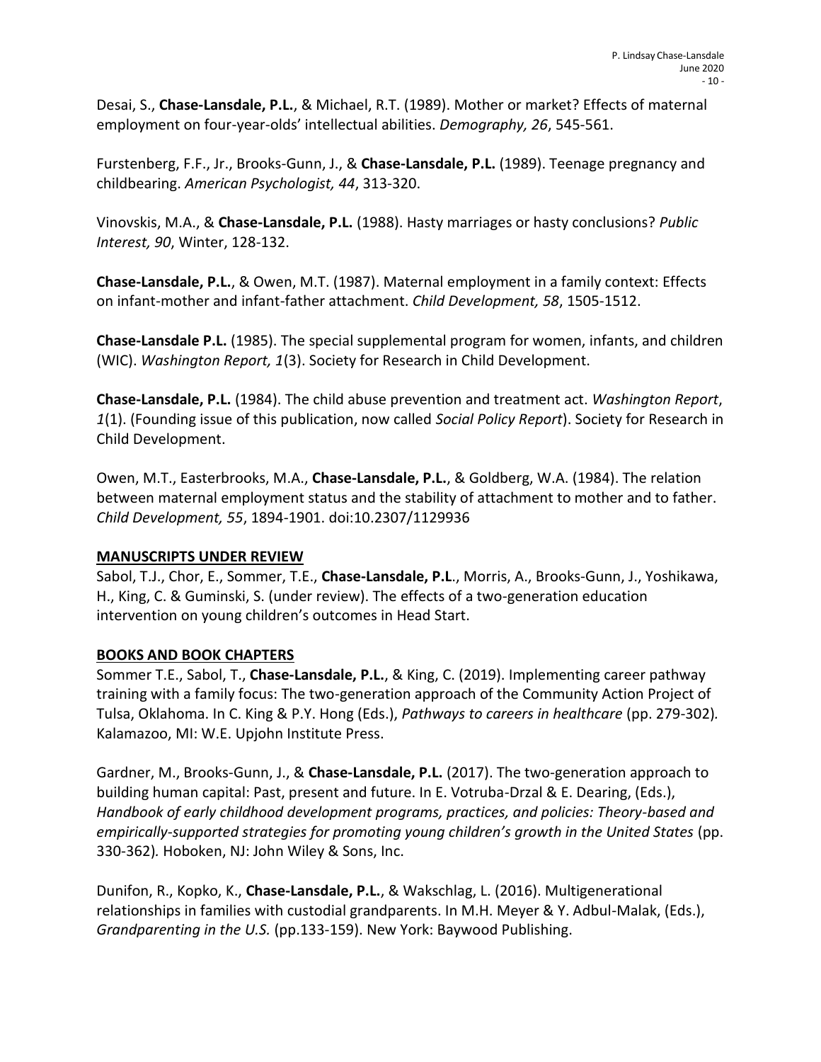Desai, S., **Chase-Lansdale, P.L.**, & Michael, R.T. (1989). Mother or market? Effects of maternal employment on four-year-olds' intellectual abilities. *Demography, 26*, 545-561.

Furstenberg, F.F., Jr., Brooks-Gunn, J., & **Chase-Lansdale, P.L.** (1989). Teenage pregnancy and childbearing. *American Psychologist, 44*, 313-320.

Vinovskis, M.A., & **Chase-Lansdale, P.L.** (1988). Hasty marriages or hasty conclusions? *Public Interest, 90*, Winter, 128-132.

**Chase-Lansdale, P.L.**, & Owen, M.T. (1987). Maternal employment in a family context: Effects on infant-mother and infant-father attachment. *Child Development, 58*, 1505-1512.

**Chase-Lansdale P.L.** (1985). The special supplemental program for women, infants, and children (WIC). *Washington Report, 1*(3). Society for Research in Child Development.

**Chase-Lansdale, P.L.** (1984). The child abuse prevention and treatment act. *Washington Report*, *1*(1). (Founding issue of this publication, now called *Social Policy Report*). Society for Research in Child Development.

Owen, M.T., Easterbrooks, M.A., **Chase-Lansdale, P.L.**, & Goldberg, W.A. (1984). The relation between maternal employment status and the stability of attachment to mother and to father. *Child Development, 55*, 1894-1901. doi:10.2307/1129936

## MANUSCRIPTS UNDER REVIEW

Sabol, T.J., Chor, E., Sommer, T.E., **Chase-Lansdale, P.L**., Morris, A., Brooks-Gunn, J., Yoshikawa, H., King, C. & Guminski, S. (under review). The effects of a two-generation education intervention on young children's outcomes in Head Start.

## BOOKS AND BOOK CHAPTERS

Sommer T.E., Sabol, T., **Chase-Lansdale, P.L.**, & King, C. (2019). Implementing career pathway training with a family focus: The two-generation approach of the Community Action Project of Tulsa, Oklahoma. In C. King & P.Y. Hong (Eds.), *Pathways to careers in healthcare* (pp. 279-302)*.* Kalamazoo, MI: W.E. Upjohn Institute Press.

Gardner, M., Brooks-Gunn, J., & **Chase-Lansdale, P.L.** (2017). The two-generation approach to building human capital: Past, present and future. In E. Votruba-Drzal & E. Dearing, (Eds.), *Handbook of early childhood development programs, practices, and policies: Theory-based and empirically-supported strategies for promoting young children's growth in the United States* (pp. 330-362)*.* Hoboken, NJ: John Wiley & Sons, Inc.

Dunifon, R., Kopko, K., **Chase-Lansdale, P.L.**, & Wakschlag, L. (2016). Multigenerational relationships in families with custodial grandparents. In M.H. Meyer & Y. Adbul-Malak, (Eds.), *Grandparenting in the U.S.* (pp.133-159). New York: Baywood Publishing.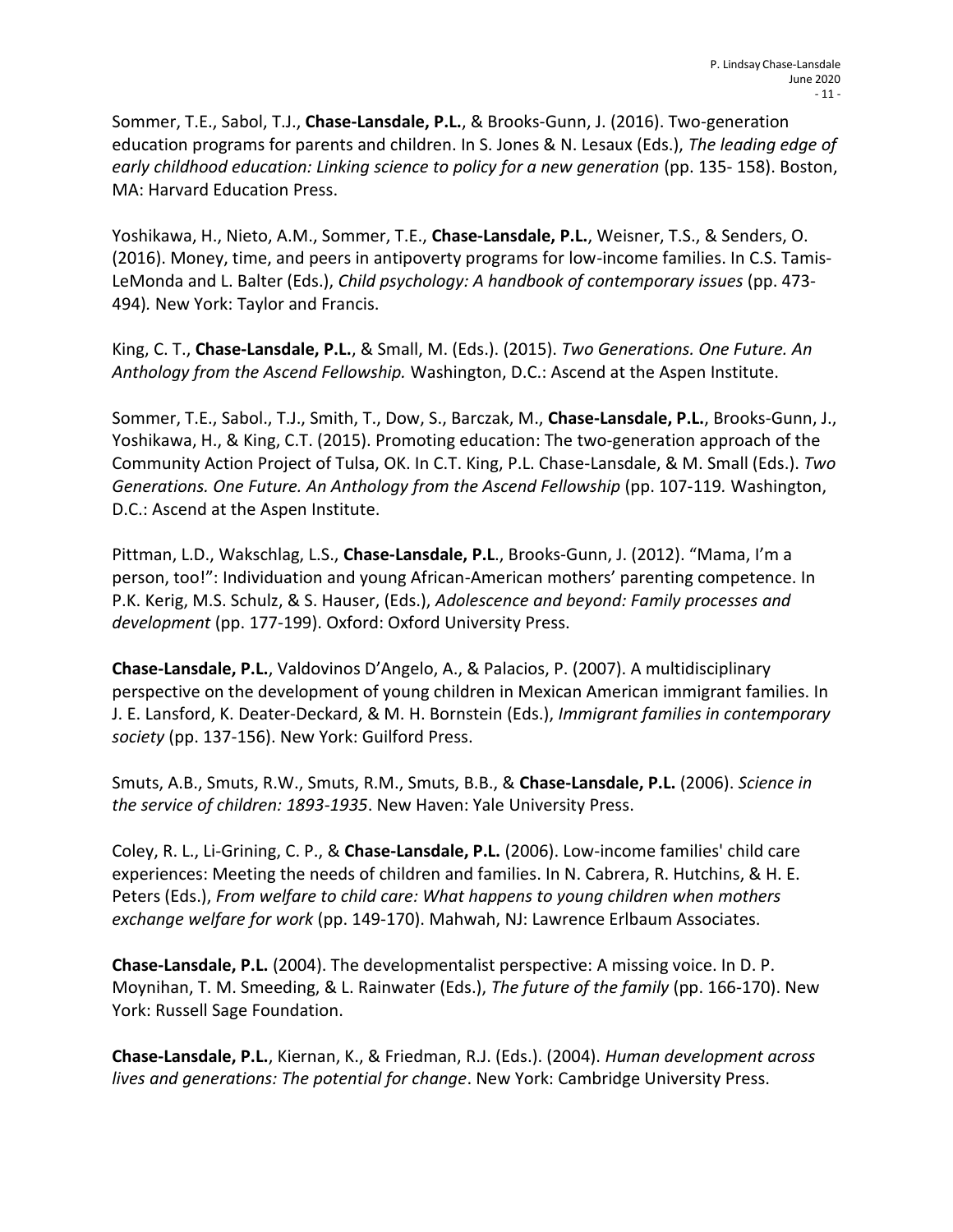Sommer, T.E., Sabol, T.J., **Chase-Lansdale, P.L.**, & Brooks-Gunn, J. (2016). Two-generation education programs for parents and children. In S. Jones & N. Lesaux (Eds.), *The leading edge of early childhood education: Linking science to policy for a new generation* (pp. 135- 158). Boston, MA: Harvard Education Press.

Yoshikawa, H., Nieto, A.M., Sommer, T.E., **Chase-Lansdale, P.L.**, Weisner, T.S., & Senders, O. (2016). Money, time, and peers in antipoverty programs for low-income families. In C.S. Tamis-LeMonda and L. Balter (Eds.), *Child psychology: A handbook of contemporary issues* (pp. 473-494)*.* New York: Taylor and Francis.

King, C. T., **Chase-Lansdale, P.L.**, & Small, M. (Eds.). (2015). *Two Generations. One Future. An Anthology from the Ascend Fellowship.* Washington, D.C.: Ascend at the Aspen Institute.

Sommer, T.E., Sabol., T.J., Smith, T., Dow, S., Barczak, M., **Chase-Lansdale, P.L.**, Brooks-Gunn, J., Yoshikawa, H., & King, C.T. (2015). Promoting education: The two-generation approach of the Community Action Project of Tulsa, OK. In C.T. King, P.L. Chase-Lansdale, & M. Small (Eds.). *Two Generations. One Future. An Anthology from the Ascend Fellowship* (pp. 107-119*.* Washington, D.C.: Ascend at the Aspen Institute.

Pittman, L.D., Wakschlag, L.S., **Chase-Lansdale, P.L**., Brooks-Gunn, J. (2012). "Mama, I'm a person, too!": Individuation and young African-American mothers' parenting competence. In P.K. Kerig, M.S. Schulz, & S. Hauser, (Eds.), *Adolescence and beyond: Family processes and development* (pp. 177-199). Oxford: Oxford University Press.

**Chase-Lansdale, P.L.**, Valdovinos D'Angelo, A., & Palacios, P. (2007). A multidisciplinary perspective on the development of young children in Mexican American immigrant families. In J. E. Lansford, K. Deater-Deckard, & M. H. Bornstein (Eds.), *Immigrant families in contemporary society* (pp. 137-156). New York: Guilford Press.

Smuts, A.B., Smuts, R.W., Smuts, R.M., Smuts, B.B., & **Chase-Lansdale, P.L.** (2006). *Science in the service of children: 1893-1935*. New Haven: Yale University Press.

Coley, R. L., Li-Grining, C. P., & **Chase-Lansdale, P.L.** (2006). Low-income families' child care experiences: Meeting the needs of children and families. In N. Cabrera, R. Hutchins, & H. E. Peters (Eds.), *From welfare to child care: What happens to young children when mothers exchange welfare for work* (pp. 149-170). Mahwah, NJ: Lawrence Erlbaum Associates.

**Chase-Lansdale, P.L.** (2004). The developmentalist perspective: A missing voice. In D. P. Moynihan, T. M. Smeeding, & L. Rainwater (Eds.), *The future of the family* (pp. 166-170). New York: Russell Sage Foundation.

**Chase-Lansdale, P.L.**, Kiernan, K., & Friedman, R.J. (Eds.). (2004). *Human development across lives and generations: The potential for change*. New York: Cambridge University Press.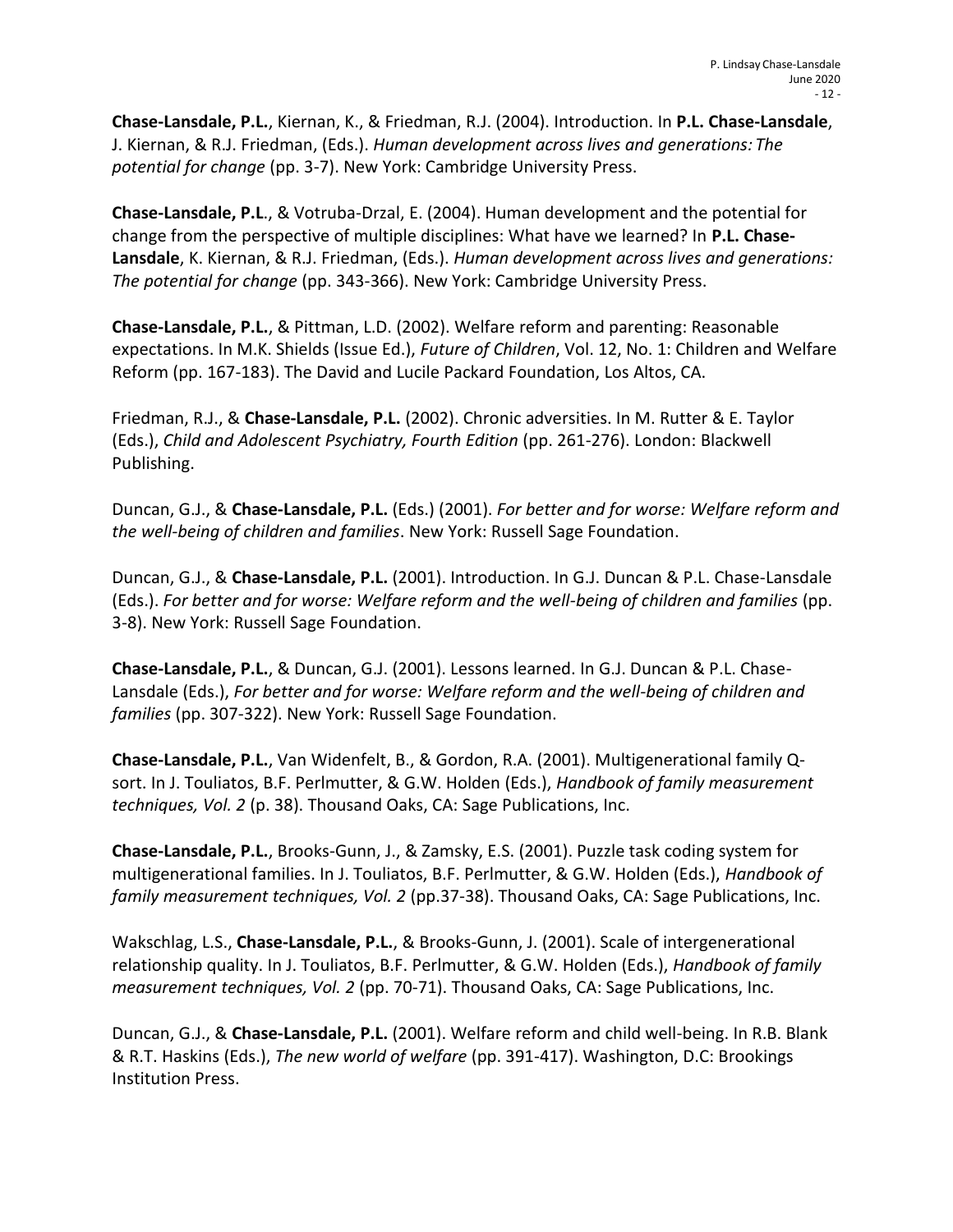**Chase-Lansdale, P.L.**, Kiernan, K., & Friedman, R.J. (2004). Introduction. In **P.L. Chase-Lansdale**, J. Kiernan, & R.J. Friedman, (Eds.). *Human development across lives and generations: The potential for change* (pp. 3-7). New York: Cambridge University Press.

**Chase-Lansdale, P.L**., & Votruba-Drzal, E. (2004). Human development and the potential for change from the perspective of multiple disciplines: What have we learned? In **P.L. Chase-Lansdale**, K. Kiernan, & R.J. Friedman, (Eds.). *Human development across lives and generations: The potential for change* (pp. 343-366). New York: Cambridge University Press.

**Chase-Lansdale, P.L.**, & Pittman, L.D. (2002). Welfare reform and parenting: Reasonable expectations. In M.K. Shields (Issue Ed.), *Future of Children*, Vol. 12, No. 1: Children and Welfare Reform (pp. 167-183). The David and Lucile Packard Foundation, Los Altos, CA.

Friedman, R.J., & **Chase-Lansdale, P.L.** (2002). Chronic adversities. In M. Rutter & E. Taylor (Eds.), *Child and Adolescent Psychiatry, Fourth Edition* (pp. 261-276). London: Blackwell Publishing.

Duncan, G.J., & **Chase-Lansdale, P.L.** (Eds.) (2001). *For better and for worse: Welfare reform and the well-being of children and families*. New York: Russell Sage Foundation.

Duncan, G.J., & **Chase-Lansdale, P.L.** (2001). Introduction. In G.J. Duncan & P.L. Chase-Lansdale (Eds.). *For better and for worse: Welfare reform and the well-being of children and families* (pp. 3-8). New York: Russell Sage Foundation.

**Chase-Lansdale, P.L.**, & Duncan, G.J. (2001). Lessons learned. In G.J. Duncan & P.L. Chase-Lansdale (Eds.), *For better and for worse: Welfare reform and the well-being of children and families* (pp. 307-322). New York: Russell Sage Foundation.

**Chase-Lansdale, P.L.**, Van Widenfelt, B., & Gordon, R.A. (2001). Multigenerational family Q-sort. In J. Touliatos, B.F. Perlmutter, & G.W. Holden (Eds.), *Handbook of family measurement techniques, Vol. 2* (p. 38). Thousand Oaks, CA: Sage Publications, Inc.

**Chase-Lansdale, P.L.**, Brooks-Gunn, J., & Zamsky, E.S. (2001). Puzzle task coding system for multigenerational families. In J. Touliatos, B.F. Perlmutter, & G.W. Holden (Eds.), *Handbook of family measurement techniques, Vol. 2* (pp.37-38). Thousand Oaks, CA: Sage Publications, Inc.

Wakschlag, L.S., **Chase-Lansdale, P.L.**, & Brooks-Gunn, J. (2001). Scale of intergenerational relationship quality. In J. Touliatos, B.F. Perlmutter, & G.W. Holden (Eds.), *Handbook of family measurement techniques, Vol. 2* (pp. 70-71). Thousand Oaks, CA: Sage Publications, Inc.

Duncan, G.J., & **Chase-Lansdale, P.L.** (2001). Welfare reform and child well-being. In R.B. Blank & R.T. Haskins (Eds.), *The new world of welfare* (pp. 391-417). Washington, D.C: Brookings Institution Press.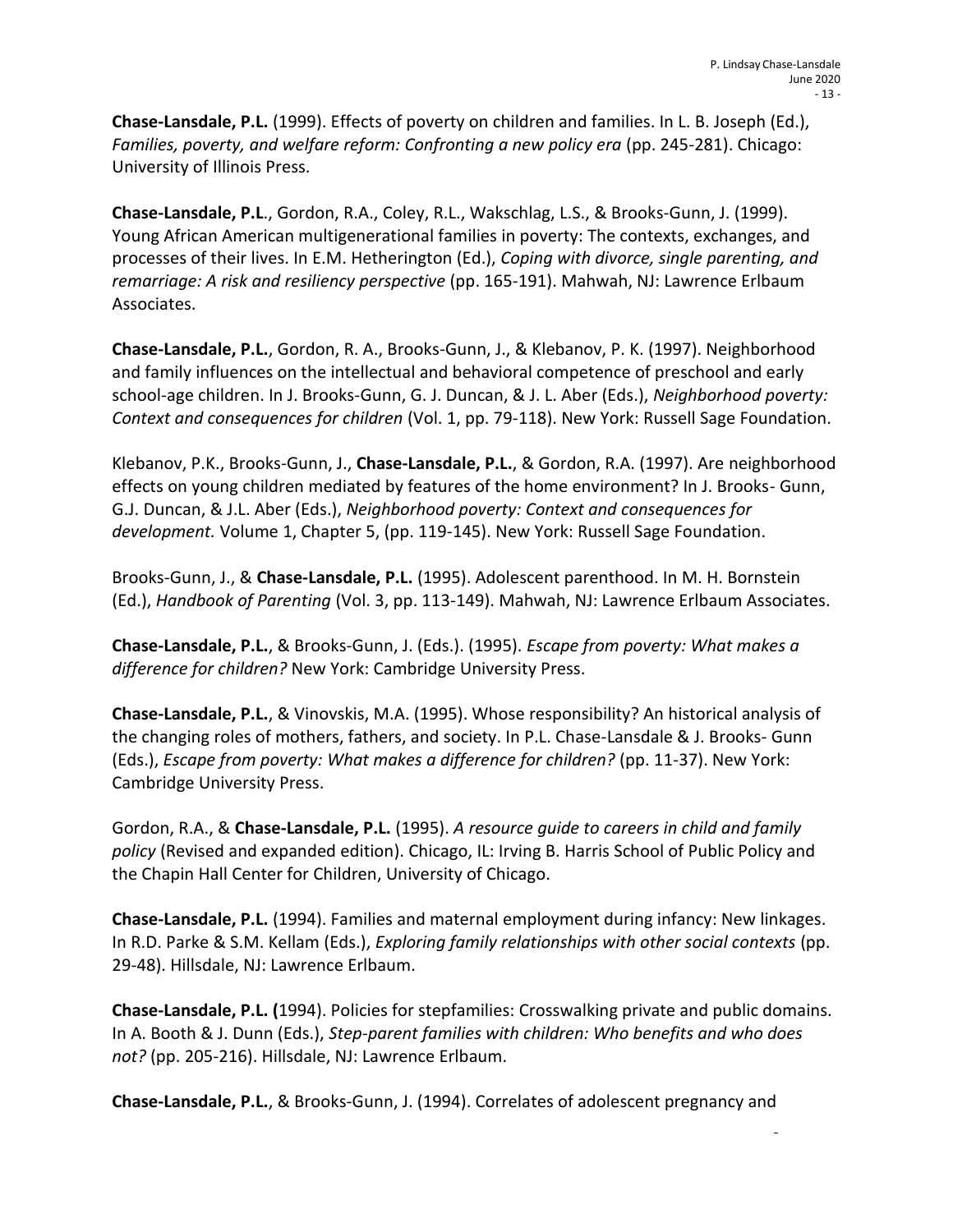**Chase-Lansdale, P.L.** (1999). Effects of poverty on children and families. In L. B. Joseph (Ed.), *Families, poverty, and welfare reform: Confronting a new policy era* (pp. 245-281). Chicago: University of Illinois Press.

**Chase-Lansdale, P.L**., Gordon, R.A., Coley, R.L., Wakschlag, L.S., & Brooks-Gunn, J. (1999). Young African American multigenerational families in poverty: The contexts, exchanges, and processes of their lives. In E.M. Hetherington (Ed.), *Coping with divorce, single parenting, and remarriage: A risk and resiliency perspective* (pp. 165-191). Mahwah, NJ: Lawrence Erlbaum Associates.

**Chase-Lansdale, P.L.**, Gordon, R. A., Brooks-Gunn, J., & Klebanov, P. K. (1997). Neighborhood and family influences on the intellectual and behavioral competence of preschool and early school-age children. In J. Brooks-Gunn, G. J. Duncan, & J. L. Aber (Eds.), *Neighborhood poverty: Context and consequences for children* (Vol. 1, pp. 79-118). New York: Russell Sage Foundation.

Klebanov, P.K., Brooks-Gunn, J., **Chase-Lansdale, P.L.**, & Gordon, R.A. (1997). Are neighborhood effects on young children mediated by features of the home environment? In J. Brooks- Gunn, G.J. Duncan, & J.L. Aber (Eds.), *Neighborhood poverty: Context and consequences for development.* Volume 1, Chapter 5, (pp. 119-145). New York: Russell Sage Foundation.

Brooks-Gunn, J., & **Chase-Lansdale, P.L.** (1995). Adolescent parenthood. In M. H. Bornstein (Ed.), *Handbook of Parenting* (Vol. 3, pp. 113-149). Mahwah, NJ: Lawrence Erlbaum Associates.

**Chase-Lansdale, P.L.**, & Brooks-Gunn, J. (Eds.). (1995). *Escape from poverty: What makes a difference for children?* New York: Cambridge University Press.

**Chase-Lansdale, P.L.**, & Vinovskis, M.A. (1995). Whose responsibility? An historical analysis of the changing roles of mothers, fathers, and society. In P.L. Chase-Lansdale & J. Brooks- Gunn (Eds.), *Escape from poverty: What makes a difference for children?* (pp. 11-37). New York: Cambridge University Press.

Gordon, R.A., & **Chase-Lansdale, P.L.** (1995). *A resource guide to careers in child and family policy* (Revised and expanded edition). Chicago, IL: Irving B. Harris School of Public Policy and the Chapin Hall Center for Children, University of Chicago.

**Chase-Lansdale, P.L.** (1994). Families and maternal employment during infancy: New linkages. In R.D. Parke & S.M. Kellam (Eds.), *Exploring family relationships with other social contexts* (pp. 29-48). Hillsdale, NJ: Lawrence Erlbaum.

**Chase-Lansdale, P.L. (**1994). Policies for stepfamilies: Crosswalking private and public domains. In A. Booth & J. Dunn (Eds.), *Step-parent families with children: Who benefits and who does not?* (pp. 205-216). Hillsdale, NJ: Lawrence Erlbaum.

**Chase-Lansdale, P.L.**, & Brooks-Gunn, J. (1994). Correlates of adolescent pregnancy and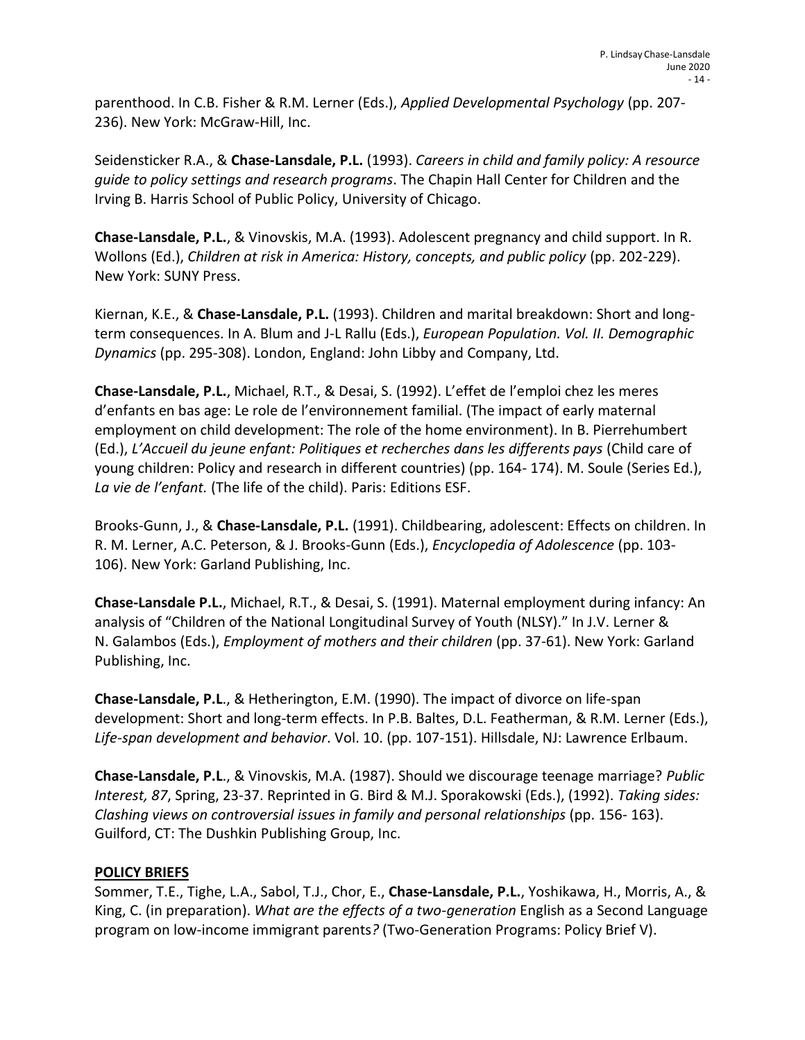parenthood. In C.B. Fisher & R.M. Lerner (Eds.), *Applied Developmental Psychology* (pp. 207-236). New York: McGraw-Hill, Inc.

Seidensticker R.A., & **Chase-Lansdale, P.L.** (1993). *Careers in child and family policy: A resource guide to policy settings and research programs*. The Chapin Hall Center for Children and the Irving B. Harris School of Public Policy, University of Chicago.

**Chase-Lansdale, P.L.**, & Vinovskis, M.A. (1993). Adolescent pregnancy and child support. In R. Wollons (Ed.), *Children at risk in America: History, concepts, and public policy* (pp. 202-229). New York: SUNY Press.

Kiernan, K.E., & **Chase-Lansdale, P.L.** (1993). Children and marital breakdown: Short and long-term consequences. In A. Blum and J-L Rallu (Eds.), *European Population. Vol. II. Demographic Dynamics* (pp. 295-308). London, England: John Libby and Company, Ltd.

**Chase-Lansdale, P.L.**, Michael, R.T., & Desai, S. (1992). L'effet de l'emploi chez les meres d'enfants en bas age: Le role de l'environnement familial. (The impact of early maternal employment on child development: The role of the home environment). In B. Pierrehumbert (Ed.), *L'Accueil du jeune enfant: Politiques et recherches dans les differents pays* (Child care of young children: Policy and research in different countries) (pp. 164- 174). M. Soule (Series Ed.), *La vie de l'enfant.* (The life of the child). Paris: Editions ESF.

Brooks-Gunn, J., & **Chase-Lansdale, P.L.** (1991). Childbearing, adolescent: Effects on children. In R. M. Lerner, A.C. Peterson, & J. Brooks-Gunn (Eds.), *Encyclopedia of Adolescence* (pp. 103-106). New York: Garland Publishing, Inc.

**Chase-Lansdale P.L.**, Michael, R.T., & Desai, S. (1991). Maternal employment during infancy: An analysis of "Children of the National Longitudinal Survey of Youth (NLSY)." In J.V. Lerner & N. Galambos (Eds.), *Employment of mothers and their children* (pp. 37-61). New York: Garland Publishing, Inc.

**Chase-Lansdale, P.L.**, & Hetherington, E.M. (1990). The impact of divorce on life-span development: Short and long-term effects. In P.B. Baltes, D.L. Featherman, & R.M. Lerner (Eds.), *Life-span development and behavior*. Vol. 10. (pp. 107-151). Hillsdale, NJ: Lawrence Erlbaum.

**Chase-Lansdale, P.L.**, & Vinovskis, M.A. (1987). Should we discourage teenage marriage? *Public Interest, 87*, Spring, 23-37. Reprinted in G. Bird & M.J. Sporakowski (Eds.), (1992). *Taking sides: Clashing views on controversial issues in family and personal relationships* (pp. 156- 163). Guilford, CT: The Dushkin Publishing Group, Inc.

**POLICY BRIEFS**

Sommer, T.E., Tighe, L.A., Sabol, T.J., Chor, E., **Chase-Lansdale, P.L.**, Yoshikawa, H., Morris, A., & King, C. (in preparation). *What are the effects of a two-generation* English as a Second Language program on low-income immigrant parents*?* (Two-Generation Programs: Policy Brief V).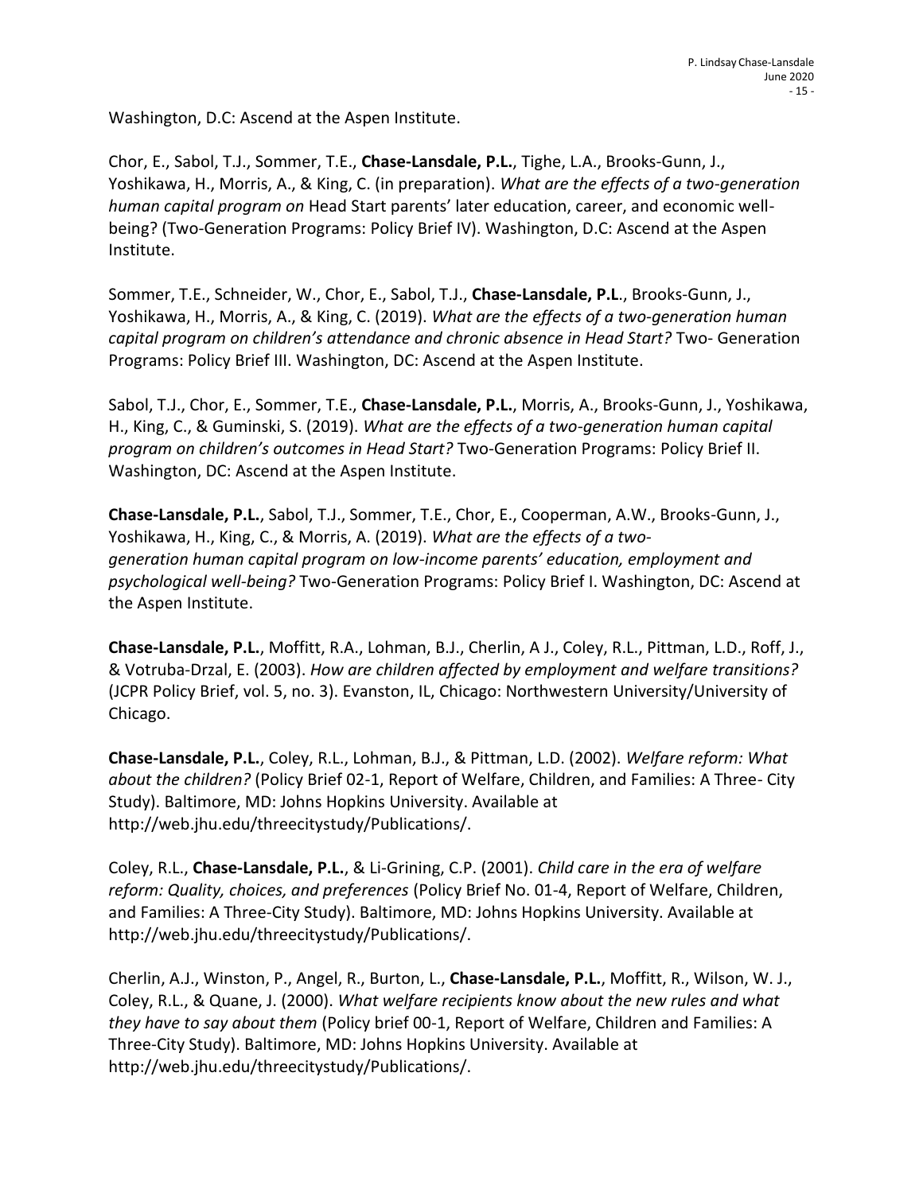Washington, D.C: Ascend at the Aspen Institute.

Chor, E., Sabol, T.J., Sommer, T.E., **Chase-Lansdale, P.L.**, Tighe, L.A., Brooks-Gunn, J., Yoshikawa, H., Morris, A., & King, C. (in preparation). *What are the effects of a two-generation human capital program on* Head Start parents' later education, career, and economic well-being? (Two-Generation Programs: Policy Brief IV). Washington, D.C: Ascend at the Aspen Institute.

Sommer, T.E., Schneider, W., Chor, E., Sabol, T.J., **Chase-Lansdale, P.L**., Brooks-Gunn, J., Yoshikawa, H., Morris, A., & King, C. (2019). *What are the effects of a two-generation human capital program on children's attendance and chronic absence in Head Start?* Two- Generation Programs: Policy Brief III. Washington, DC: Ascend at the Aspen Institute.

Sabol, T.J., Chor, E., Sommer, T.E., **Chase-Lansdale, P.L.**, Morris, A., Brooks-Gunn, J., Yoshikawa, H., King, C., & Guminski, S. (2019). *What are the effects of a two-generation human capital program on children's outcomes in Head Start?* Two-Generation Programs: Policy Brief II. Washington, DC: Ascend at the Aspen Institute.

**Chase-Lansdale, P.L.**, Sabol, T.J., Sommer, T.E., Chor, E., Cooperman, A.W., Brooks-Gunn, J., Yoshikawa, H., King, C., & Morris, A. (2019). *What are the effects of a two-generation human capital program on low-income parents' education, employment and psychological well-being?* Two-Generation Programs: Policy Brief I. Washington, DC: Ascend at the Aspen Institute.

**Chase-Lansdale, P.L.**, Moffitt, R.A., Lohman, B.J., Cherlin, A J., Coley, R.L., Pittman, L.D., Roff, J., & Votruba-Drzal, E. (2003). *How are children affected by employment and welfare transitions?* (JCPR Policy Brief, vol. 5, no. 3). Evanston, IL, Chicago: Northwestern University/University of Chicago.

**Chase-Lansdale, P.L.**, Coley, R.L., Lohman, B.J., & Pittman, L.D. (2002). *Welfare reform: What about the children?* (Policy Brief 02-1, Report of Welfare, Children, and Families: A Three- City Study). Baltimore, MD: Johns Hopkins University. Available at http://web.jhu.edu/threecitystudy/Publications/.

Coley, R.L., **Chase-Lansdale, P.L.**, & Li-Grining, C.P. (2001). *Child care in the era of welfare reform: Quality, choices, and preferences* (Policy Brief No. 01-4, Report of Welfare, Children, and Families: A Three-City Study). Baltimore, MD: Johns Hopkins University. Available at http://web.jhu.edu/threecitystudy/Publications/.

Cherlin, A.J., Winston, P., Angel, R., Burton, L., **Chase-Lansdale, P.L.**, Moffitt, R., Wilson, W. J., Coley, R.L., & Quane, J. (2000). *What welfare recipients know about the new rules and what they have to say about them* (Policy brief 00-1, Report of Welfare, Children and Families: A Three-City Study). Baltimore, MD: Johns Hopkins University. Available at http://web.jhu.edu/threecitystudy/Publications/.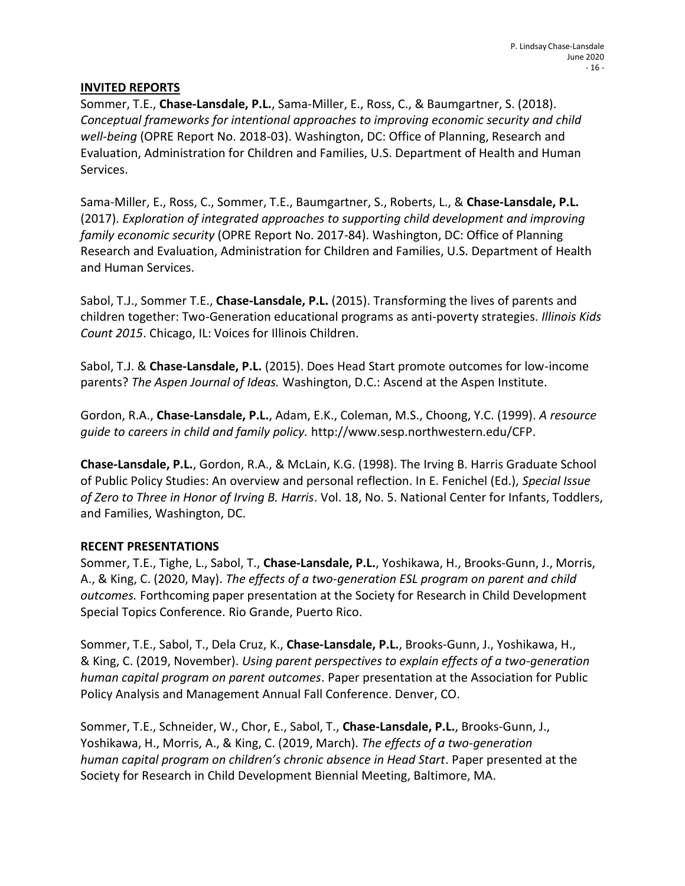## INVITED REPORTS

Sommer, T.E., **Chase-Lansdale, P.L.**, Sama-Miller, E., Ross, C., & Baumgartner, S. (2018). *Conceptual frameworks for intentional approaches to improving economic security and child well-being* (OPRE Report No. 2018-03). Washington, DC: Office of Planning, Research and Evaluation, Administration for Children and Families, U.S. Department of Health and Human Services.

Sama-Miller, E., Ross, C., Sommer, T.E., Baumgartner, S., Roberts, L., & **Chase-Lansdale, P.L.** (2017). *Exploration of integrated approaches to supporting child development and improving family economic security* (OPRE Report No. 2017-84). Washington, DC: Office of Planning Research and Evaluation, Administration for Children and Families, U.S. Department of Health and Human Services.

Sabol, T.J., Sommer T.E., **Chase-Lansdale, P.L.** (2015). Transforming the lives of parents and children together: Two-Generation educational programs as anti-poverty strategies. *Illinois Kids Count 2015*. Chicago, IL: Voices for Illinois Children.

Sabol, T.J. & **Chase-Lansdale, P.L.** (2015). Does Head Start promote outcomes for low-income parents? *The Aspen Journal of Ideas.* Washington, D.C.: Ascend at the Aspen Institute.

Gordon, R.A., **Chase-Lansdale, P.L.**, Adam, E.K., Coleman, M.S., Choong, Y.C. (1999). *A resource guide to careers in child and family policy.* http://www.sesp.northwestern.edu/CFP.

**Chase-Lansdale, P.L.**, Gordon, R.A., & McLain, K.G. (1998). The Irving B. Harris Graduate School of Public Policy Studies: An overview and personal reflection. In E. Fenichel (Ed.), *Special Issue of Zero to Three in Honor of Irving B. Harris*. Vol. 18, No. 5. National Center for Infants, Toddlers, and Families, Washington, DC.

## RECENT PRESENTATIONS

Sommer, T.E., Tighe, L., Sabol, T., **Chase-Lansdale, P.L.**, Yoshikawa, H., Brooks-Gunn, J., Morris, A., & King, C. (2020, May). *The effects of a two-generation ESL program on parent and child outcomes.* Forthcoming paper presentation at the Society for Research in Child Development Special Topics Conference. Rio Grande, Puerto Rico.

Sommer, T.E., Sabol, T., Dela Cruz, K., **Chase-Lansdale, P.L.**, Brooks-Gunn, J., Yoshikawa, H., & King, C. (2019, November). *Using parent perspectives to explain effects of a two-generation human capital program on parent outcomes*. Paper presentation at the Association for Public Policy Analysis and Management Annual Fall Conference. Denver, CO.

Sommer, T.E., Schneider, W., Chor, E., Sabol, T., **Chase-Lansdale, P.L.**, Brooks-Gunn, J., Yoshikawa, H., Morris, A., & King, C. (2019, March). *The effects of a two-generation human capital program on children's chronic absence in Head Start*. Paper presented at the Society for Research in Child Development Biennial Meeting, Baltimore, MA.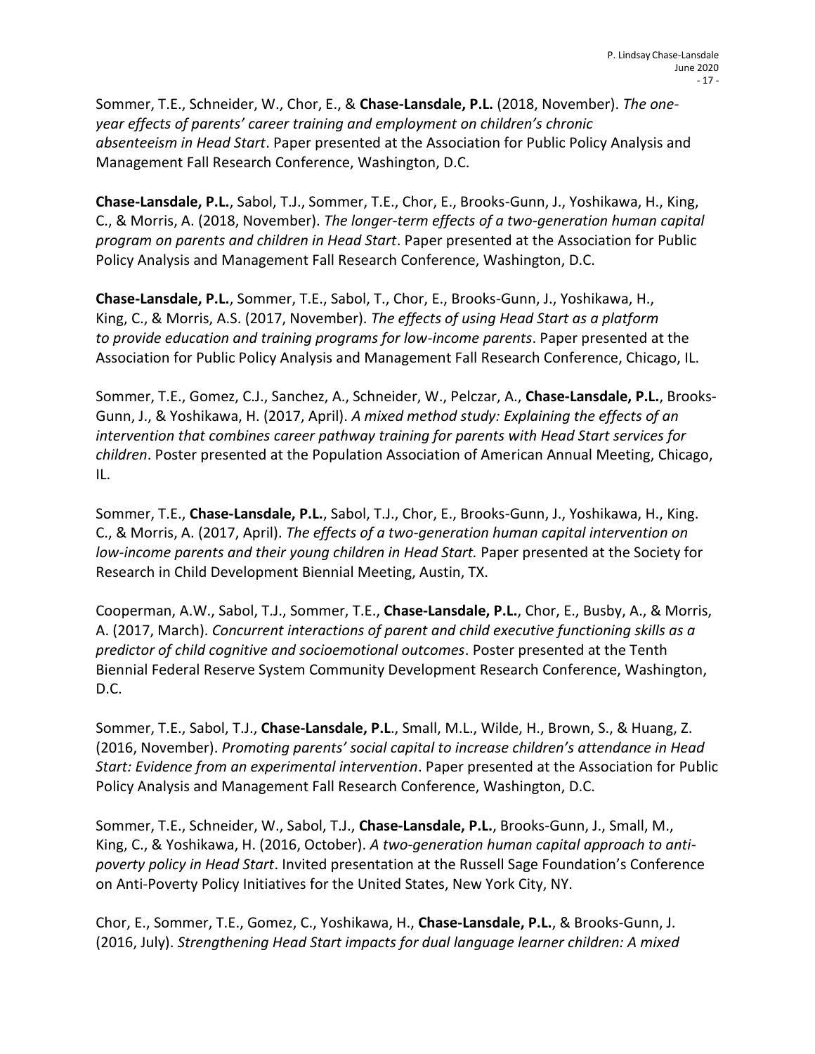Sommer, T.E., Schneider, W., Chor, E., & **Chase-Lansdale, P.L.** (2018, November). *The one-year effects of parents' career training and employment on children's chronic absenteeism in Head Start*. Paper presented at the Association for Public Policy Analysis and Management Fall Research Conference, Washington, D.C.

**Chase-Lansdale, P.L.**, Sabol, T.J., Sommer, T.E., Chor, E., Brooks-Gunn, J., Yoshikawa, H., King, C., & Morris, A. (2018, November). *The longer-term effects of a two-generation human capital program on parents and children in Head Start*. Paper presented at the Association for Public Policy Analysis and Management Fall Research Conference, Washington, D.C.

**Chase-Lansdale, P.L.**, Sommer, T.E., Sabol, T., Chor, E., Brooks-Gunn, J., Yoshikawa, H., King, C., & Morris, A.S. (2017, November). *The effects of using Head Start as a platform to provide education and training programs for low-income parents*. Paper presented at the Association for Public Policy Analysis and Management Fall Research Conference, Chicago, IL.

Sommer, T.E., Gomez, C.J., Sanchez, A., Schneider, W., Pelczar, A., **Chase-Lansdale, P.L.**, Brooks-Gunn, J., & Yoshikawa, H. (2017, April). *A mixed method study: Explaining the effects of an intervention that combines career pathway training for parents with Head Start services for children*. Poster presented at the Population Association of American Annual Meeting, Chicago, IL.

Sommer, T.E., **Chase-Lansdale, P.L.**, Sabol, T.J., Chor, E., Brooks-Gunn, J., Yoshikawa, H., King. C., & Morris, A. (2017, April). *The effects of a two-generation human capital intervention on low-income parents and their young children in Head Start.* Paper presented at the Society for Research in Child Development Biennial Meeting, Austin, TX.

Cooperman, A.W., Sabol, T.J., Sommer, T.E., **Chase-Lansdale, P.L.**, Chor, E., Busby, A., & Morris, A. (2017, March). *Concurrent interactions of parent and child executive functioning skills as a predictor of child cognitive and socioemotional outcomes*. Poster presented at the Tenth Biennial Federal Reserve System Community Development Research Conference, Washington, D.C.

Sommer, T.E., Sabol, T.J., **Chase-Lansdale, P.L**., Small, M.L., Wilde, H., Brown, S., & Huang, Z. (2016, November). *Promoting parents' social capital to increase children's attendance in Head Start: Evidence from an experimental intervention*. Paper presented at the Association for Public Policy Analysis and Management Fall Research Conference, Washington, D.C.

Sommer, T.E., Schneider, W., Sabol, T.J., **Chase-Lansdale, P.L.**, Brooks-Gunn, J., Small, M., King, C., & Yoshikawa, H. (2016, October). *A two-generation human capital approach to anti-poverty policy in Head Start*. Invited presentation at the Russell Sage Foundation's Conference on Anti-Poverty Policy Initiatives for the United States, New York City, NY.

Chor, E., Sommer, T.E., Gomez, C., Yoshikawa, H., **Chase-Lansdale, P.L.**, & Brooks-Gunn, J. (2016, July). *Strengthening Head Start impacts for dual language learner children: A mixed*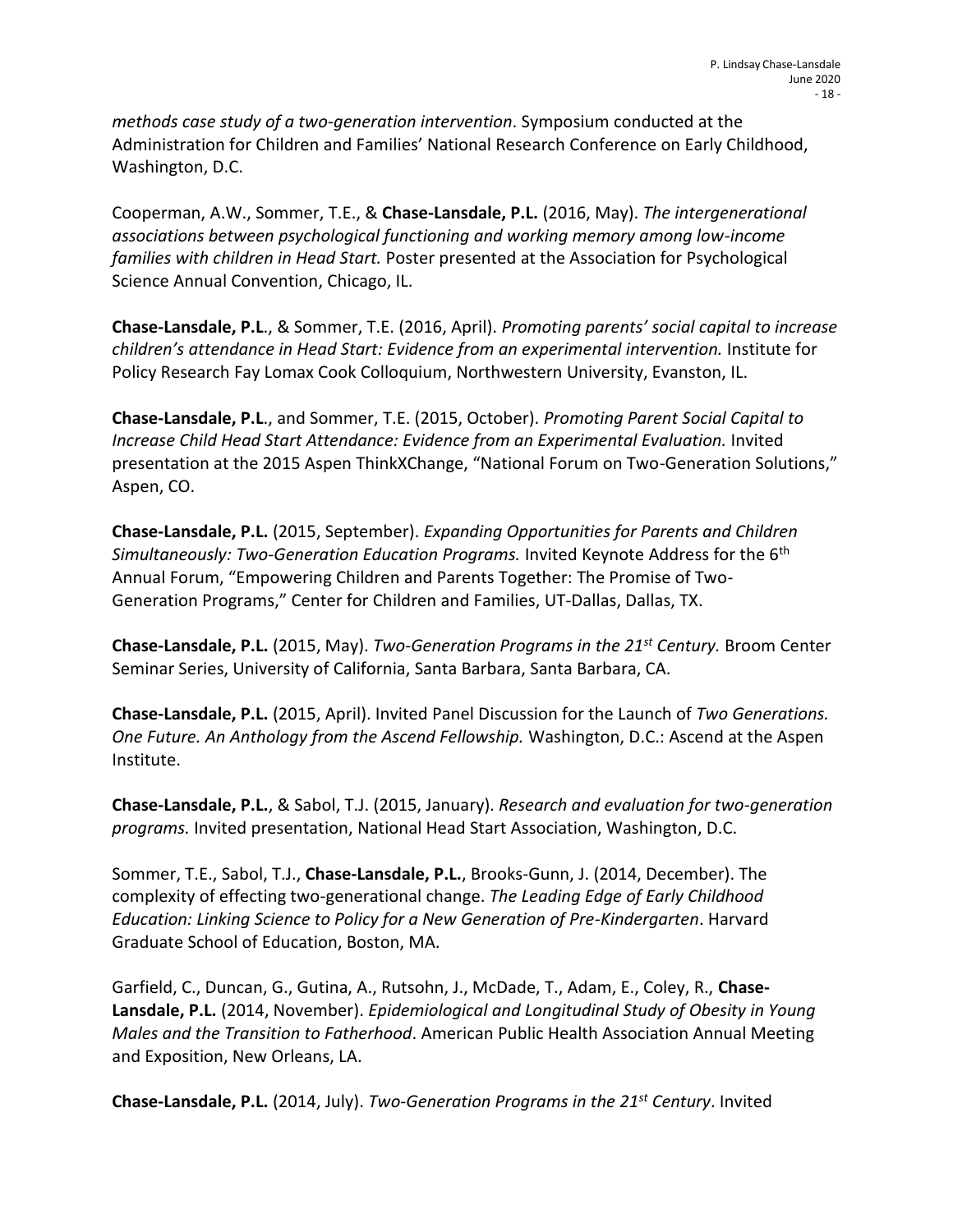*methods case study of a two-generation intervention*. Symposium conducted at the Administration for Children and Families' National Research Conference on Early Childhood, Washington, D.C.

Cooperman, A.W., Sommer, T.E., & **Chase-Lansdale, P.L.** (2016, May). *The intergenerational associations between psychological functioning and working memory among low-income families with children in Head Start.* Poster presented at the Association for Psychological Science Annual Convention, Chicago, IL.

**Chase-Lansdale, P.L**., & Sommer, T.E. (2016, April). *Promoting parents' social capital to increase children's attendance in Head Start: Evidence from an experimental intervention.* Institute for Policy Research Fay Lomax Cook Colloquium, Northwestern University, Evanston, IL.

**Chase-Lansdale, P.L**., and Sommer, T.E. (2015, October). *Promoting Parent Social Capital to Increase Child Head Start Attendance: Evidence from an Experimental Evaluation.* Invited presentation at the 2015 Aspen ThinkXChange, "National Forum on Two-Generation Solutions," Aspen, CO.

**Chase-Lansdale, P.L.** (2015, September). *Expanding Opportunities for Parents and Children Simultaneously: Two-Generation Education Programs.* Invited Keynote Address for the 6th Annual Forum, "Empowering Children and Parents Together: The Promise of Two-Generation Programs," Center for Children and Families, UT-Dallas, Dallas, TX.

**Chase-Lansdale, P.L.** (2015, May). *Two-Generation Programs in the 21st Century.* Broom Center Seminar Series, University of California, Santa Barbara, Santa Barbara, CA.

**Chase-Lansdale, P.L.** (2015, April). Invited Panel Discussion for the Launch of *Two Generations. One Future. An Anthology from the Ascend Fellowship.* Washington, D.C.: Ascend at the Aspen Institute.

**Chase-Lansdale, P.L.**, & Sabol, T.J. (2015, January). *Research and evaluation for two-generation programs.* Invited presentation, National Head Start Association, Washington, D.C.

Sommer, T.E., Sabol, T.J., **Chase-Lansdale, P.L.**, Brooks-Gunn, J. (2014, December). The complexity of effecting two-generational change. *The Leading Edge of Early Childhood Education: Linking Science to Policy for a New Generation of Pre-Kindergarten*. Harvard Graduate School of Education, Boston, MA.

Garfield, C., Duncan, G., Gutina, A., Rutsohn, J., McDade, T., Adam, E., Coley, R., **Chase-Lansdale, P.L.** (2014, November). *Epidemiological and Longitudinal Study of Obesity in Young Males and the Transition to Fatherhood*. American Public Health Association Annual Meeting and Exposition, New Orleans, LA.

**Chase-Lansdale, P.L.** (2014, July). *Two-Generation Programs in the 21st Century*. Invited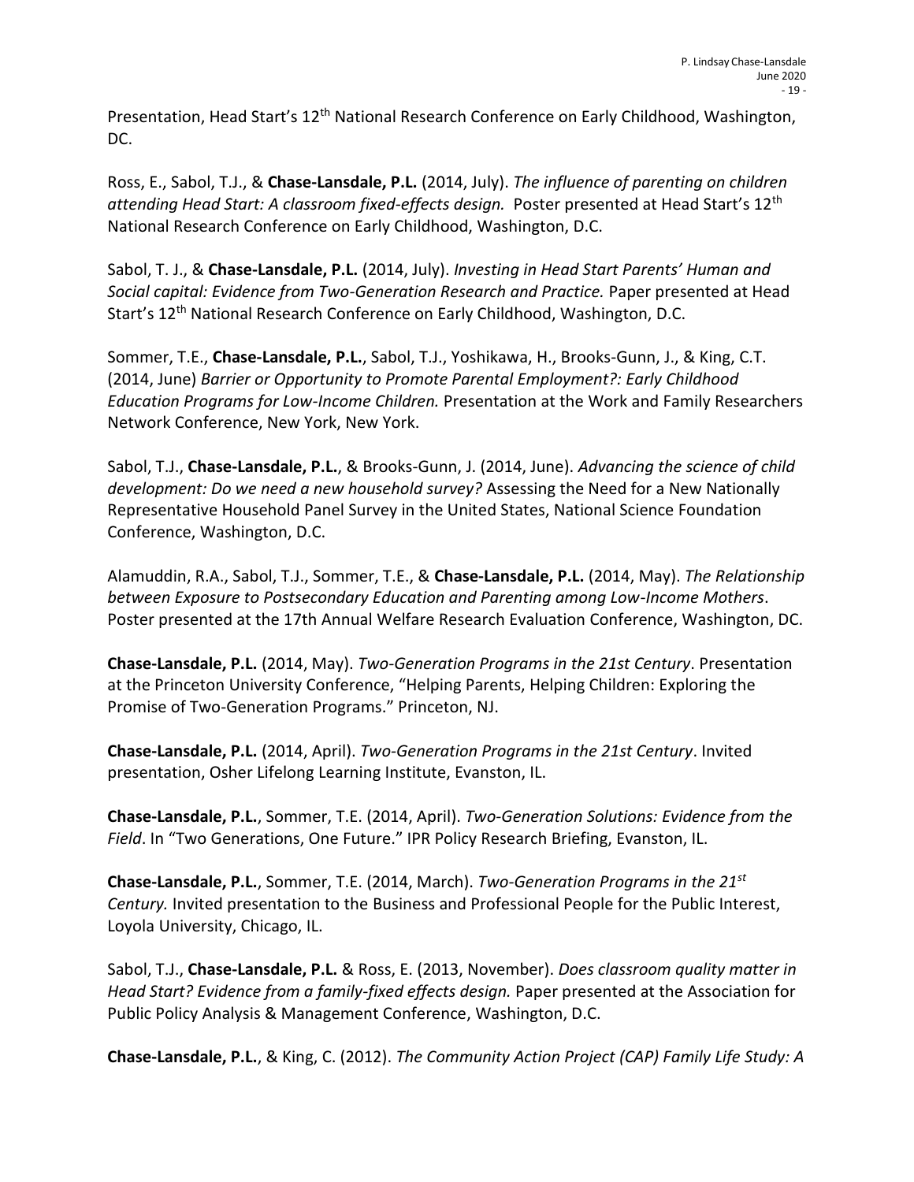Presentation, Head Start's 12th National Research Conference on Early Childhood, Washington, DC.

Ross, E., Sabol, T.J., & **Chase-Lansdale, P.L.** (2014, July). *The influence of parenting on children attending Head Start: A classroom fixed-effects design.* Poster presented at Head Start's 12th National Research Conference on Early Childhood, Washington, D.C.

Sabol, T. J., & **Chase-Lansdale, P.L.** (2014, July). *Investing in Head Start Parents' Human and Social capital: Evidence from Two-Generation Research and Practice.* Paper presented at Head Start's 12th National Research Conference on Early Childhood, Washington, D.C.

Sommer, T.E., **Chase-Lansdale, P.L.**, Sabol, T.J., Yoshikawa, H., Brooks-Gunn, J., & King, C.T. (2014, June) *Barrier or Opportunity to Promote Parental Employment?: Early Childhood Education Programs for Low-Income Children.* Presentation at the Work and Family Researchers Network Conference, New York, New York.

Sabol, T.J., **Chase-Lansdale, P.L.**, & Brooks-Gunn, J. (2014, June). *Advancing the science of child development: Do we need a new household survey?* Assessing the Need for a New Nationally Representative Household Panel Survey in the United States, National Science Foundation Conference, Washington, D.C.

Alamuddin, R.A., Sabol, T.J., Sommer, T.E., & **Chase-Lansdale, P.L.** (2014, May). *The Relationship between Exposure to Postsecondary Education and Parenting among Low-Income Mothers*. Poster presented at the 17th Annual Welfare Research Evaluation Conference, Washington, DC.

**Chase-Lansdale, P.L.** (2014, May). *Two-Generation Programs in the 21st Century*. Presentation at the Princeton University Conference, "Helping Parents, Helping Children: Exploring the Promise of Two-Generation Programs." Princeton, NJ.

**Chase-Lansdale, P.L.** (2014, April). *Two-Generation Programs in the 21st Century*. Invited presentation, Osher Lifelong Learning Institute, Evanston, IL.

**Chase-Lansdale, P.L.**, Sommer, T.E. (2014, April). *Two-Generation Solutions: Evidence from the Field*. In "Two Generations, One Future." IPR Policy Research Briefing, Evanston, IL.

**Chase-Lansdale, P.L.**, Sommer, T.E. (2014, March). *Two-Generation Programs in the 21st Century.* Invited presentation to the Business and Professional People for the Public Interest, Loyola University, Chicago, IL.

Sabol, T.J., **Chase-Lansdale, P.L.** & Ross, E. (2013, November). *Does classroom quality matter in Head Start? Evidence from a family-fixed effects design.* Paper presented at the Association for Public Policy Analysis & Management Conference, Washington, D.C.

**Chase-Lansdale, P.L.**, & King, C. (2012). *The Community Action Project (CAP) Family Life Study: A*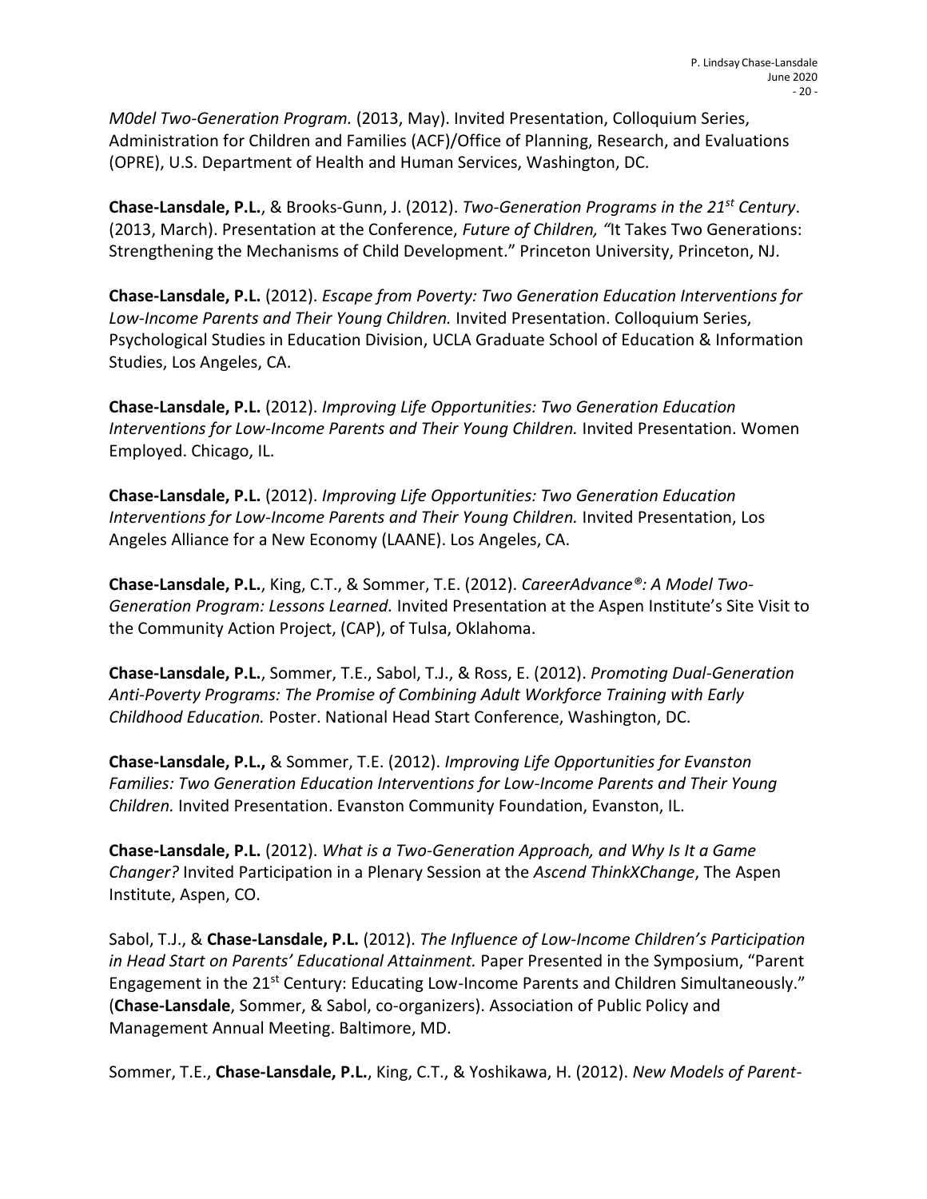*M0del Two-Generation Program.* (2013, May). Invited Presentation, Colloquium Series, Administration for Children and Families (ACF)/Office of Planning, Research, and Evaluations (OPRE), U.S. Department of Health and Human Services, Washington, DC.

**Chase-Lansdale, P.L.**, & Brooks-Gunn, J. (2012). *Two-Generation Programs in the 21st Century*. (2013, March). Presentation at the Conference, *Future of Children, "*It Takes Two Generations: Strengthening the Mechanisms of Child Development." Princeton University, Princeton, NJ.

**Chase-Lansdale, P.L.** (2012). *Escape from Poverty: Two Generation Education Interventions for Low-Income Parents and Their Young Children.* Invited Presentation. Colloquium Series, Psychological Studies in Education Division, UCLA Graduate School of Education & Information Studies, Los Angeles, CA.

**Chase-Lansdale, P.L.** (2012). *Improving Life Opportunities: Two Generation Education Interventions for Low-Income Parents and Their Young Children.* Invited Presentation. Women Employed. Chicago, IL.

**Chase-Lansdale, P.L.** (2012). *Improving Life Opportunities: Two Generation Education Interventions for Low-Income Parents and Their Young Children.* Invited Presentation, Los Angeles Alliance for a New Economy (LAANE). Los Angeles, CA.

**Chase-Lansdale, P.L.**, King, C.T., & Sommer, T.E. (2012). *CareerAdvance®: A Model Two-Generation Program: Lessons Learned.* Invited Presentation at the Aspen Institute's Site Visit to the Community Action Project, (CAP), of Tulsa, Oklahoma.

**Chase-Lansdale, P.L.**, Sommer, T.E., Sabol, T.J., & Ross, E. (2012). *Promoting Dual-Generation Anti-Poverty Programs: The Promise of Combining Adult Workforce Training with Early Childhood Education.* Poster. National Head Start Conference, Washington, DC.

**Chase-Lansdale, P.L.,** & Sommer, T.E. (2012). *Improving Life Opportunities for Evanston Families: Two Generation Education Interventions for Low-Income Parents and Their Young Children.* Invited Presentation. Evanston Community Foundation, Evanston, IL.

**Chase-Lansdale, P.L.** (2012). *What is a Two-Generation Approach, and Why Is It a Game Changer?* Invited Participation in a Plenary Session at the *Ascend ThinkXChange*, The Aspen Institute, Aspen, CO.

Sabol, T.J., & **Chase-Lansdale, P.L.** (2012). *The Influence of Low-Income Children's Participation in Head Start on Parents' Educational Attainment.* Paper Presented in the Symposium, "Parent Engagement in the 21st Century: Educating Low-Income Parents and Children Simultaneously." (**Chase-Lansdale**, Sommer, & Sabol, co-organizers). Association of Public Policy and Management Annual Meeting. Baltimore, MD.

Sommer, T.E., **Chase-Lansdale, P.L.**, King, C.T., & Yoshikawa, H. (2012). *New Models of Parent-*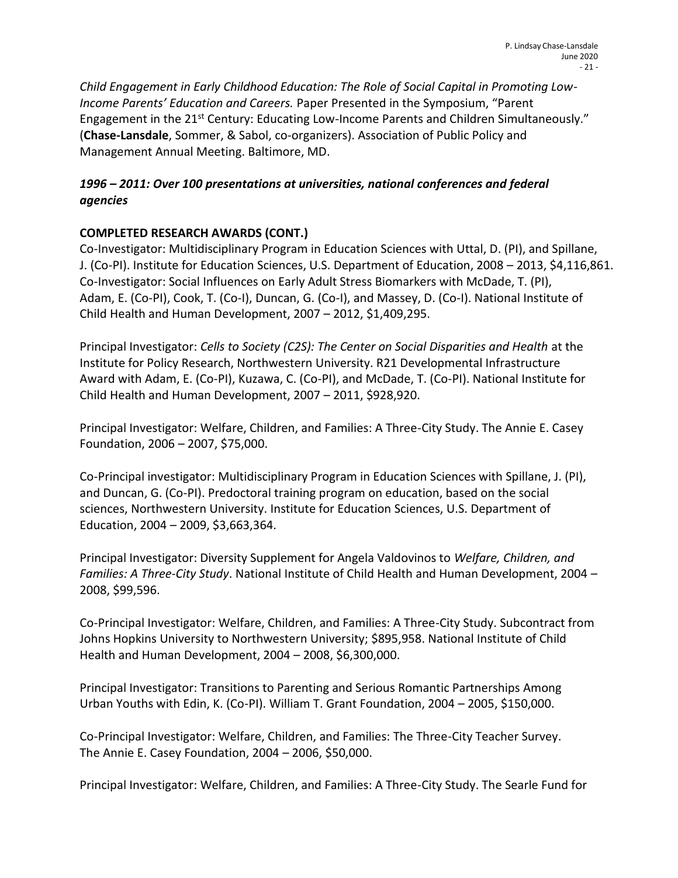*Child Engagement in Early Childhood Education: The Role of Social Capital in Promoting Low-Income Parents' Education and Careers.* Paper Presented in the Symposium, "Parent Engagement in the 21st Century: Educating Low-Income Parents and Children Simultaneously." (**Chase-Lansdale**, Sommer, & Sabol, co-organizers). Association of Public Policy and Management Annual Meeting. Baltimore, MD.

***1996 – 2011: Over 100 presentations at universities, national conferences and federal agencies***

**COMPLETED RESEARCH AWARDS (CONT.)**

Co-Investigator: Multidisciplinary Program in Education Sciences with Uttal, D. (PI), and Spillane, J. (Co-PI). Institute for Education Sciences, U.S. Department of Education, 2008 – 2013, $4,116,861.
Co-Investigator: Social Influences on Early Adult Stress Biomarkers with McDade, T. (PI), Adam, E. (Co-PI), Cook, T. (Co-I), Duncan, G. (Co-I), and Massey, D. (Co-I). National Institute of Child Health and Human Development, 2007 – 2012, $1,409,295.

Principal Investigator: *Cells to Society (C2S): The Center on Social Disparities and Health* at the Institute for Policy Research, Northwestern University. R21 Developmental Infrastructure Award with Adam, E. (Co-PI), Kuzawa, C. (Co-PI), and McDade, T. (Co-PI). National Institute for Child Health and Human Development, 2007 – 2011, $928,920.

Principal Investigator: Welfare, Children, and Families: A Three-City Study. The Annie E. Casey Foundation, 2006 – 2007, $75,000.

Co-Principal investigator: Multidisciplinary Program in Education Sciences with Spillane, J. (PI), and Duncan, G. (Co-PI). Predoctoral training program on education, based on the social sciences, Northwestern University. Institute for Education Sciences, U.S. Department of Education, 2004 – 2009, $3,663,364.

Principal Investigator: Diversity Supplement for Angela Valdovinos to *Welfare, Children, and Families: A Three-City Study*. National Institute of Child Health and Human Development, 2004 – 2008, $99,596.

Co-Principal Investigator: Welfare, Children, and Families: A Three-City Study. Subcontract from Johns Hopkins University to Northwestern University; $895,958. National Institute of Child Health and Human Development, 2004 – 2008, $6,300,000.

Principal Investigator: Transitions to Parenting and Serious Romantic Partnerships Among Urban Youths with Edin, K. (Co-PI). William T. Grant Foundation, 2004 – 2005, $150,000.

Co-Principal Investigator: Welfare, Children, and Families: The Three-City Teacher Survey. The Annie E. Casey Foundation, 2004 – 2006, $50,000.

Principal Investigator: Welfare, Children, and Families: A Three-City Study. The Searle Fund for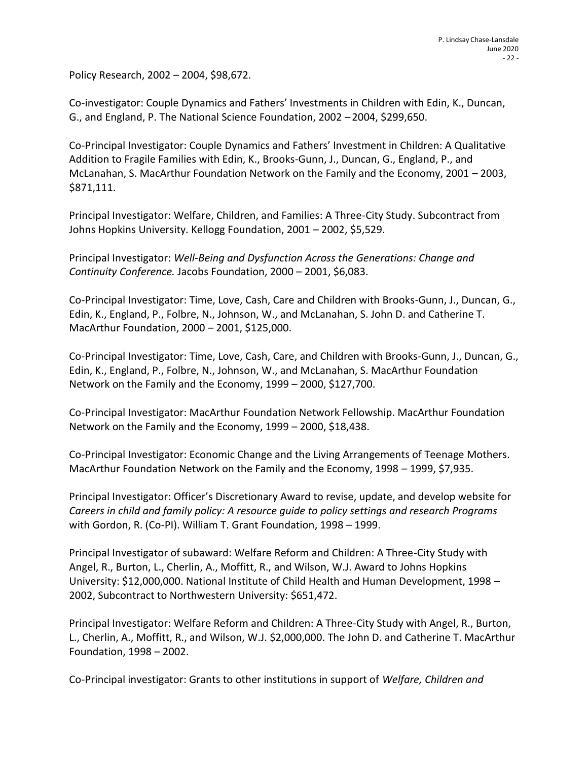Policy Research, 2002 – 2004, $98,672.

Co-investigator: Couple Dynamics and Fathers' Investments in Children with Edin, K., Duncan, G., and England, P. The National Science Foundation, 2002 – 2004, $299,650.

Co-Principal Investigator: Couple Dynamics and Fathers' Investment in Children: A Qualitative Addition to Fragile Families with Edin, K., Brooks-Gunn, J., Duncan, G., England, P., and McLanahan, S. MacArthur Foundation Network on the Family and the Economy, 2001 – 2003, $871,111.

Principal Investigator: Welfare, Children, and Families: A Three-City Study. Subcontract from Johns Hopkins University. Kellogg Foundation, 2001 – 2002, $5,529.

Principal Investigator: *Well-Being and Dysfunction Across the Generations: Change and Continuity Conference.* Jacobs Foundation, 2000 – 2001, $6,083.

Co-Principal Investigator: Time, Love, Cash, Care and Children with Brooks-Gunn, J., Duncan, G., Edin, K., England, P., Folbre, N., Johnson, W., and McLanahan, S. John D. and Catherine T. MacArthur Foundation, 2000 – 2001, $125,000.

Co-Principal Investigator: Time, Love, Cash, Care, and Children with Brooks-Gunn, J., Duncan, G., Edin, K., England, P., Folbre, N., Johnson, W., and McLanahan, S. MacArthur Foundation Network on the Family and the Economy, 1999 – 2000, $127,700.

Co-Principal Investigator: MacArthur Foundation Network Fellowship. MacArthur Foundation Network on the Family and the Economy, 1999 – 2000, $18,438.

Co-Principal Investigator: Economic Change and the Living Arrangements of Teenage Mothers. MacArthur Foundation Network on the Family and the Economy, 1998 – 1999, $7,935.

Principal Investigator: Officer's Discretionary Award to revise, update, and develop website for *Careers in child and family policy: A resource guide to policy settings and research Programs* with Gordon, R. (Co-PI). William T. Grant Foundation, 1998 – 1999.

Principal Investigator of subaward: Welfare Reform and Children: A Three-City Study with Angel, R., Burton, L., Cherlin, A., Moffitt, R., and Wilson, W.J. Award to Johns Hopkins University: $12,000,000. National Institute of Child Health and Human Development, 1998 – 2002, Subcontract to Northwestern University: $651,472.

Principal Investigator: Welfare Reform and Children: A Three-City Study with Angel, R., Burton, L., Cherlin, A., Moffitt, R., and Wilson, W.J. $2,000,000. The John D. and Catherine T. MacArthur Foundation, 1998 – 2002.

Co-Principal investigator: Grants to other institutions in support of *Welfare, Children and*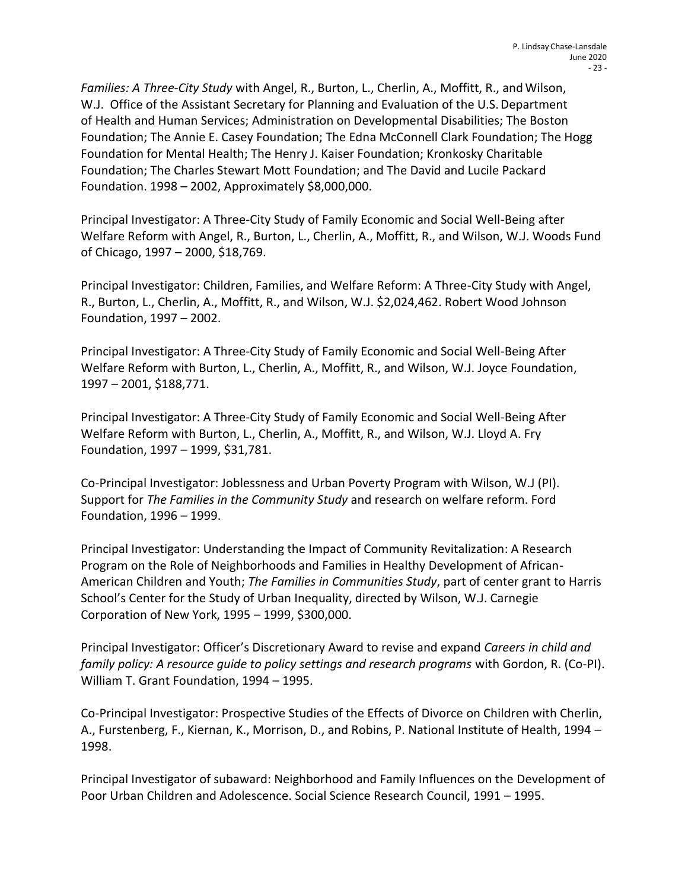*Families: A Three-City Study* with Angel, R., Burton, L., Cherlin, A., Moffitt, R., and Wilson, W.J. Office of the Assistant Secretary for Planning and Evaluation of the U.S. Department of Health and Human Services; Administration on Developmental Disabilities; The Boston Foundation; The Annie E. Casey Foundation; The Edna McConnell Clark Foundation; The Hogg Foundation for Mental Health; The Henry J. Kaiser Foundation; Kronkosky Charitable Foundation; The Charles Stewart Mott Foundation; and The David and Lucile Packard Foundation. 1998 – 2002, Approximately $8,000,000.

Principal Investigator: A Three-City Study of Family Economic and Social Well-Being after Welfare Reform with Angel, R., Burton, L., Cherlin, A., Moffitt, R., and Wilson, W.J. Woods Fund of Chicago, 1997 – 2000, $18,769.

Principal Investigator: Children, Families, and Welfare Reform: A Three-City Study with Angel, R., Burton, L., Cherlin, A., Moffitt, R., and Wilson, W.J. $2,024,462. Robert Wood Johnson Foundation, 1997 – 2002.

Principal Investigator: A Three-City Study of Family Economic and Social Well-Being After Welfare Reform with Burton, L., Cherlin, A., Moffitt, R., and Wilson, W.J. Joyce Foundation, 1997 – 2001, $188,771.

Principal Investigator: A Three-City Study of Family Economic and Social Well-Being After Welfare Reform with Burton, L., Cherlin, A., Moffitt, R., and Wilson, W.J. Lloyd A. Fry Foundation, 1997 – 1999, $31,781.

Co-Principal Investigator: Joblessness and Urban Poverty Program with Wilson, W.J (PI). Support for *The Families in the Community Study* and research on welfare reform. Ford Foundation, 1996 – 1999.

Principal Investigator: Understanding the Impact of Community Revitalization: A Research Program on the Role of Neighborhoods and Families in Healthy Development of African-American Children and Youth; *The Families in Communities Study*, part of center grant to Harris School's Center for the Study of Urban Inequality, directed by Wilson, W.J. Carnegie Corporation of New York, 1995 – 1999, $300,000.

Principal Investigator: Officer's Discretionary Award to revise and expand *Careers in child and family policy: A resource guide to policy settings and research programs* with Gordon, R. (Co-PI). William T. Grant Foundation, 1994 – 1995.

Co-Principal Investigator: Prospective Studies of the Effects of Divorce on Children with Cherlin, A., Furstenberg, F., Kiernan, K., Morrison, D., and Robins, P. National Institute of Health, 1994 – 1998.

Principal Investigator of subaward: Neighborhood and Family Influences on the Development of Poor Urban Children and Adolescence. Social Science Research Council, 1991 – 1995.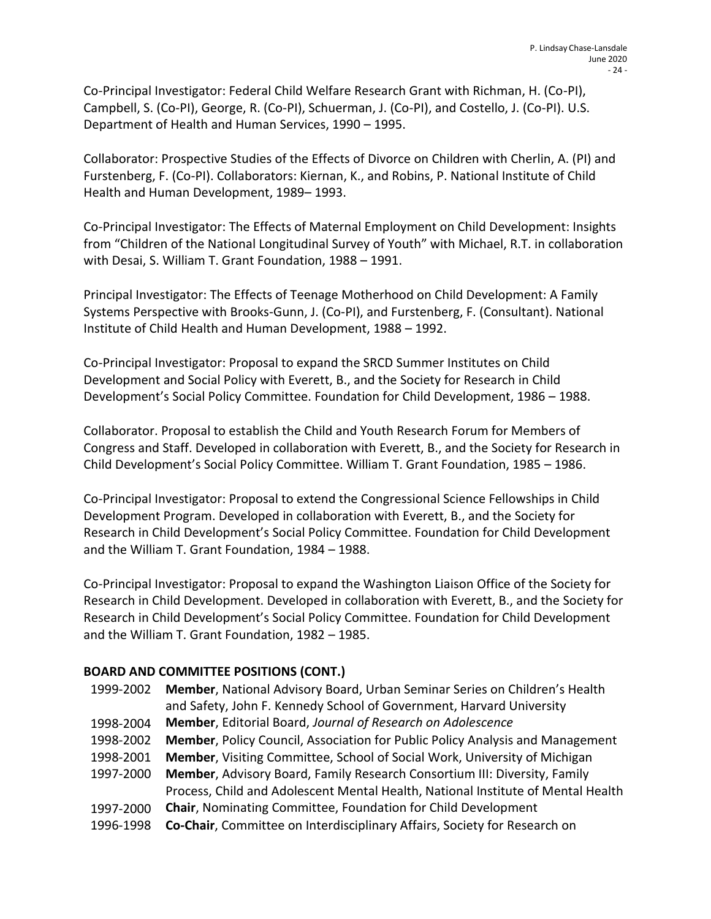Co-Principal Investigator: Federal Child Welfare Research Grant with Richman, H. (Co-PI), Campbell, S. (Co-PI), George, R. (Co-PI), Schuerman, J. (Co-PI), and Costello, J. (Co-PI). U.S. Department of Health and Human Services, 1990 – 1995.

Collaborator: Prospective Studies of the Effects of Divorce on Children with Cherlin, A. (PI) and Furstenberg, F. (Co-PI). Collaborators: Kiernan, K., and Robins, P. National Institute of Child Health and Human Development, 1989– 1993.

Co-Principal Investigator: The Effects of Maternal Employment on Child Development: Insights from "Children of the National Longitudinal Survey of Youth" with Michael, R.T. in collaboration with Desai, S. William T. Grant Foundation, 1988 – 1991.

Principal Investigator: The Effects of Teenage Motherhood on Child Development: A Family Systems Perspective with Brooks-Gunn, J. (Co-PI), and Furstenberg, F. (Consultant). National Institute of Child Health and Human Development, 1988 – 1992.

Co-Principal Investigator: Proposal to expand the SRCD Summer Institutes on Child Development and Social Policy with Everett, B., and the Society for Research in Child Development's Social Policy Committee. Foundation for Child Development, 1986 – 1988.

Collaborator. Proposal to establish the Child and Youth Research Forum for Members of Congress and Staff. Developed in collaboration with Everett, B., and the Society for Research in Child Development's Social Policy Committee. William T. Grant Foundation, 1985 – 1986.

Co-Principal Investigator: Proposal to extend the Congressional Science Fellowships in Child Development Program. Developed in collaboration with Everett, B., and the Society for Research in Child Development's Social Policy Committee. Foundation for Child Development and the William T. Grant Foundation, 1984 – 1988.

Co-Principal Investigator: Proposal to expand the Washington Liaison Office of the Society for Research in Child Development. Developed in collaboration with Everett, B., and the Society for Research in Child Development's Social Policy Committee. Foundation for Child Development and the William T. Grant Foundation, 1982 – 1985.

## BOARD AND COMMITTEE POSITIONS (CONT.)

- 1999-2002 **Member**, National Advisory Board, Urban Seminar Series on Children's Health and Safety, John F. Kennedy School of Government, Harvard University
- 1998-2004 **Member**, Editorial Board, *Journal of Research on Adolescence*
- 1998-2002 **Member**, Policy Council, Association for Public Policy Analysis and Management
- 1998-2001 **Member**, Visiting Committee, School of Social Work, University of Michigan
- 1997-2000 **Member**, Advisory Board, Family Research Consortium III: Diversity, Family Process, Child and Adolescent Mental Health, National Institute of Mental Health
- 1997-2000 **Chair**, Nominating Committee, Foundation for Child Development
- 1996-1998 **Co-Chair**, Committee on Interdisciplinary Affairs, Society for Research on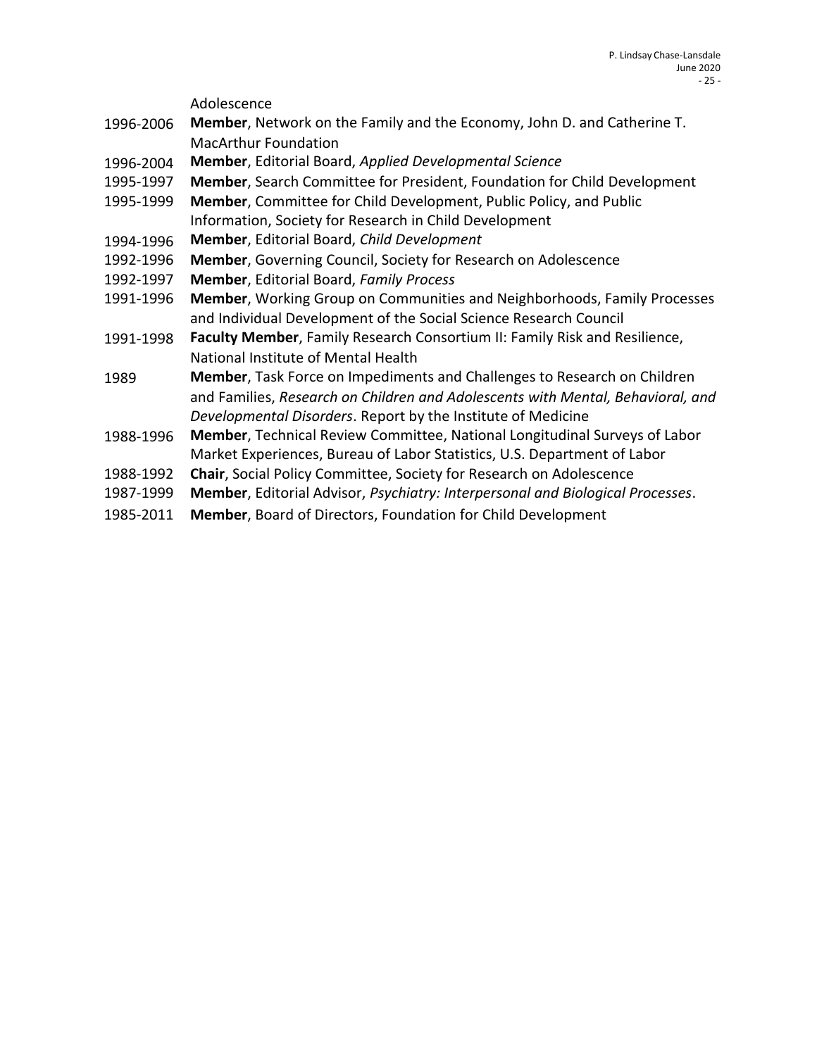Adolescence

1996-2006 **Member**, Network on the Family and the Economy, John D. and Catherine T. MacArthur Foundation

1996-2004 **Member**, Editorial Board, *Applied Developmental Science*

1995-1997 **Member**, Search Committee for President, Foundation for Child Development

1995-1999 **Member**, Committee for Child Development, Public Policy, and Public Information, Society for Research in Child Development

1994-1996 **Member**, Editorial Board, *Child Development*

1992-1996 **Member**, Governing Council, Society for Research on Adolescence

1992-1997 **Member**, Editorial Board, *Family Process*

1991-1996 **Member**, Working Group on Communities and Neighborhoods, Family Processes and Individual Development of the Social Science Research Council

1991-1998 **Faculty Member**, Family Research Consortium II: Family Risk and Resilience, National Institute of Mental Health

1989 **Member**, Task Force on Impediments and Challenges to Research on Children and Families, *Research on Children and Adolescents with Mental, Behavioral, and Developmental Disorders*. Report by the Institute of Medicine

1988-1996 **Member**, Technical Review Committee, National Longitudinal Surveys of Labor Market Experiences, Bureau of Labor Statistics, U.S. Department of Labor

1988-1992 **Chair**, Social Policy Committee, Society for Research on Adolescence

1987-1999 **Member**, Editorial Advisor, *Psychiatry: Interpersonal and Biological Processes*.

1985-2011 **Member**, Board of Directors, Foundation for Child Development